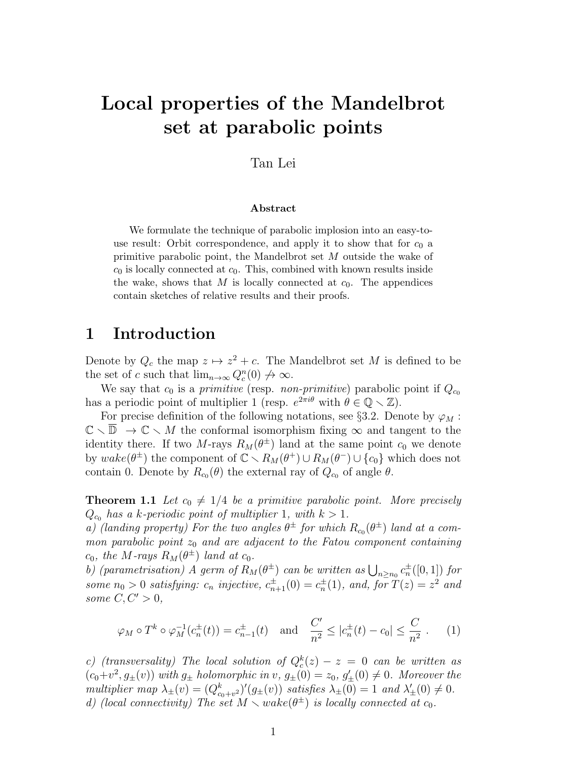# Local properties of the Mandelbrot set at parabolic points

Tan Lei

**Abstract**

We formulate the technique of parabolic implosion into an easy-to-use result: Orbit correspondence, and apply it to show that for $c_0$ a primitive parabolic point, the Mandelbrot set $M$ outside the wake of $c_0$ is locally connected at $c_0$. This, combined with known results inside the wake, shows that $M$ is locally connected at $c_0$. The appendices contain sketches of relative results and their proofs.

## 1 Introduction

Denote by $Q_c$ the map $z \mapsto z^2 + c$. The Mandelbrot set $M$ is defined to be the set of $c$ such that $\lim_{n\to\infty} Q_c^n(0) \not\to \infty$.

We say that $c_0$ is a *primitive* (resp. *non-primitive*) parabolic point if $Q_{c_0}$ has a periodic point of multiplier 1 (resp. $e^{2\pi i\theta}$ with $\theta \in \mathbb{Q} \smallsetminus \mathbb{Z}$).

For precise definition of the following notations, see §3.2. Denote by $\varphi_M : \mathbb{C} \smallsetminus \overline{\mathbb{D}} \to \mathbb{C} \smallsetminus M$ the conformal isomorphism fixing $\infty$ and tangent to the identity there. If two $M$-rays $R_M(\theta^\pm)$ land at the same point $c_0$ we denote by $wake(\theta^\pm)$ the component of $\mathbb{C} \smallsetminus R_M(\theta^+) \cup R_M(\theta^-) \cup \{c_0\}$ which does not contain 0. Denote by $R_{c_0}(\theta)$ the external ray of $Q_{c_0}$ of angle $\theta$.

**Theorem 1.1** *Let $c_0 \neq 1/4$ be a primitive parabolic point. More precisely $Q_{c_0}$ has a $k$-periodic point of multiplier 1, with $k > 1$.*
*a) (landing property) For the two angles $\theta^\pm$ for which $R_{c_0}(\theta^\pm)$ land at a common parabolic point $z_0$ and are adjacent to the Fatou component containing $c_0$, the $M$-rays $R_M(\theta^\pm)$ land at $c_0$.*
*b) (parametrisation) A germ of $R_M(\theta^\pm)$ can be written as $\bigcup_{n\geq n_0} c_n^\pm([0,1])$ for some $n_0 > 0$ satisfying: $c_n$ injective, $c_{n+1}^\pm(0) = c_n^\pm(1)$, and, for $T(z) = z^2$ and some $C, C' > 0$,*

$$\varphi_M \circ T^k \circ \varphi_M^{-1}(c_n^\pm(t)) = c_{n-1}^\pm(t) \quad \text{and} \quad \frac{C'}{n^2} \leq |c_n^\pm(t) - c_0| \leq \frac{C}{n^2}\ . \qquad (1)$$

*c) (transversality) The local solution of $Q_c^k(z) - z = 0$ can be written as $(c_0+v^2, g_\pm(v))$ with $g_\pm$ holomorphic in $v$, $g_\pm(0) = z_0$, $g'_\pm(0) \neq 0$. Moreover the multiplier map $\lambda_\pm(v) = (Q_{c_0+v^2}^k)'(g_\pm(v))$ satisfies $\lambda_\pm(0) = 1$ and $\lambda'_\pm(0) \neq 0$.*
*d) (local connectivity) The set $M \smallsetminus wake(\theta^\pm)$ is locally connected at $c_0$.*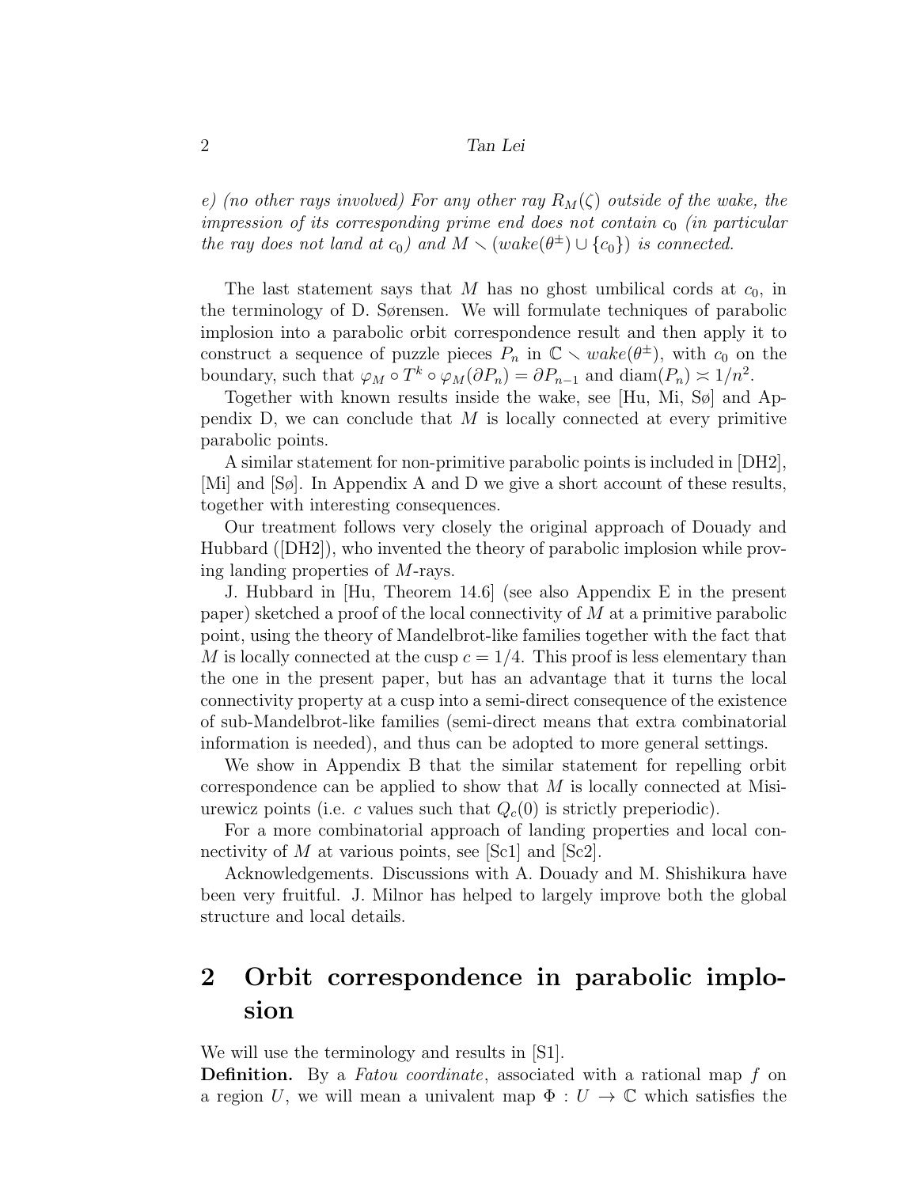*e) (no other rays involved) For any other ray $R_M(\zeta)$ outside of the wake, the impression of its corresponding prime end does not contain $c_0$ (in particular the ray does not land at $c_0$) and $M \setminus (wake(\theta^{\pm}) \cup \{c_0\})$ is connected.*

The last statement says that $M$ has no ghost umbilical cords at $c_0$, in the terminology of D. Sørensen. We will formulate techniques of parabolic implosion into a parabolic orbit correspondence result and then apply it to construct a sequence of puzzle pieces $P_n$ in $\mathbb{C} \setminus wake(\theta^{\pm})$, with $c_0$ on the boundary, such that $\varphi_M \circ T^k \circ \varphi_M(\partial P_n) = \partial P_{n-1}$ and $\mathrm{diam}(P_n) \asymp 1/n^2$.

Together with known results inside the wake, see [Hu, Mi, Sø] and Appendix D, we can conclude that $M$ is locally connected at every primitive parabolic points.

A similar statement for non-primitive parabolic points is included in [DH2], [Mi] and [Sø]. In Appendix A and D we give a short account of these results, together with interesting consequences.

Our treatment follows very closely the original approach of Douady and Hubbard ([DH2]), who invented the theory of parabolic implosion while proving landing properties of $M$-rays.

J. Hubbard in [Hu, Theorem 14.6] (see also Appendix E in the present paper) sketched a proof of the local connectivity of $M$ at a primitive parabolic point, using the theory of Mandelbrot-like families together with the fact that $M$ is locally connected at the cusp $c = 1/4$. This proof is less elementary than the one in the present paper, but has an advantage that it turns the local connectivity property at a cusp into a semi-direct consequence of the existence of sub-Mandelbrot-like families (semi-direct means that extra combinatorial information is needed), and thus can be adopted to more general settings.

We show in Appendix B that the similar statement for repelling orbit correspondence can be applied to show that $M$ is locally connected at Misiurewicz points (i.e. $c$ values such that $Q_c(0)$ is strictly preperiodic).

For a more combinatorial approach of landing properties and local connectivity of $M$ at various points, see [Sc1] and [Sc2].

Acknowledgements. Discussions with A. Douady and M. Shishikura have been very fruitful. J. Milnor has helped to largely improve both the global structure and local details.

## 2 Orbit correspondence in parabolic implosion

We will use the terminology and results in [S1].

**Definition.** By a *Fatou coordinate*, associated with a rational map $f$ on a region $U$, we will mean a univalent map $\Phi : U \to \mathbb{C}$ which satisfies the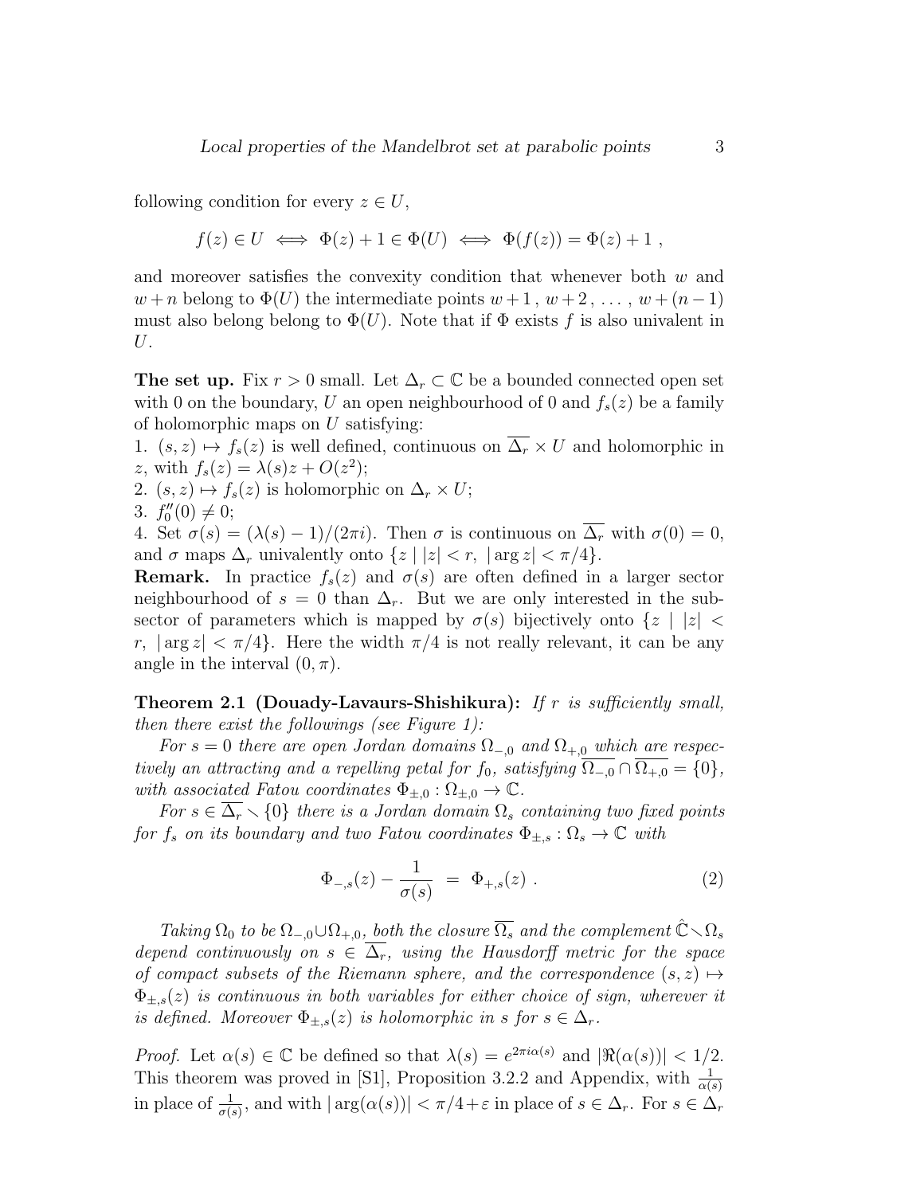following condition for every $z \in U$,

$$f(z) \in U \iff \Phi(z) + 1 \in \Phi(U) \iff \Phi(f(z)) = \Phi(z) + 1 \ ,$$

and moreover satisfies the convexity condition that whenever both $w$ and $w + n$ belong to $\Phi(U)$ the intermediate points $w + 1$, $w + 2$, ..., $w + (n - 1)$ must also belong belong to $\Phi(U)$. Note that if $\Phi$ exists $f$ is also univalent in $U$.

**The set up.** Fix $r > 0$ small. Let $\Delta_r \subset \mathbb{C}$ be a bounded connected open set with 0 on the boundary, $U$ an open neighbourhood of 0 and $f_s(z)$ be a family of holomorphic maps on $U$ satisfying:
1. $(s, z) \mapsto f_s(z)$ is well defined, continuous on $\overline{\Delta_r} \times U$ and holomorphic in $z$, with $f_s(z) = \lambda(s)z + O(z^2)$;
2. $(s, z) \mapsto f_s(z)$ is holomorphic on $\Delta_r \times U$;
3. $f_0''(0) \neq 0$;
4. Set $\sigma(s) = (\lambda(s) - 1)/(2\pi i)$. Then $\sigma$ is continuous on $\overline{\Delta_r}$ with $\sigma(0) = 0$, and $\sigma$ maps $\Delta_r$ univalently onto $\{z \mid |z| < r,\ |\arg z| < \pi/4\}$.

**Remark.** In practice $f_s(z)$ and $\sigma(s)$ are often defined in a larger sector neighbourhood of $s = 0$ than $\Delta_r$. But we are only interested in the sub-sector of parameters which is mapped by $\sigma(s)$ bijectively onto $\{z \mid |z| < r,\ |\arg z| < \pi/4\}$. Here the width $\pi/4$ is not really relevant, it can be any angle in the interval $(0, \pi)$.

**Theorem 2.1 (Douady-Lavaurs-Shishikura):** *If $r$ is sufficiently small, then there exist the followings (see Figure 1):*

*For $s = 0$ there are open Jordan domains $\Omega_{-,0}$ and $\Omega_{+,0}$ which are respectively an attracting and a repelling petal for $f_0$, satisfying $\overline{\Omega_{-,0}} \cap \overline{\Omega_{+,0}} = \{0\}$, with associated Fatou coordinates $\Phi_{\pm,0} : \Omega_{\pm,0} \to \mathbb{C}$.*

*For $s \in \overline{\Delta_r} \smallsetminus \{0\}$ there is a Jordan domain $\Omega_s$ containing two fixed points for $f_s$ on its boundary and two Fatou coordinates $\Phi_{\pm,s} : \Omega_s \to \mathbb{C}$ with*

$$\Phi_{-,s}(z) - \frac{1}{\sigma(s)} \;=\; \Phi_{+,s}(z) \ . \tag{2}$$

*Taking $\Omega_0$ to be $\Omega_{-,0} \cup \Omega_{+,0}$, both the closure $\overline{\Omega_s}$ and the complement $\hat{\mathbb{C}} \smallsetminus \Omega_s$ depend continuously on $s \in \overline{\Delta_r}$, using the Hausdorff metric for the space of compact subsets of the Riemann sphere, and the correspondence $(s, z) \mapsto \Phi_{\pm,s}(z)$ is continuous in both variables for either choice of sign, wherever it is defined. Moreover $\Phi_{\pm,s}(z)$ is holomorphic in $s$ for $s \in \Delta_r$.*

*Proof.* Let $\alpha(s) \in \mathbb{C}$ be defined so that $\lambda(s) = e^{2\pi i \alpha(s)}$ and $|\Re(\alpha(s))| < 1/2$. This theorem was proved in [S1], Proposition 3.2.2 and Appendix, with $\frac{1}{\alpha(s)}$ in place of $\frac{1}{\sigma(s)}$, and with $|\arg(\alpha(s))| < \pi/4 + \varepsilon$ in place of $s \in \Delta_r$. For $s \in \Delta_r$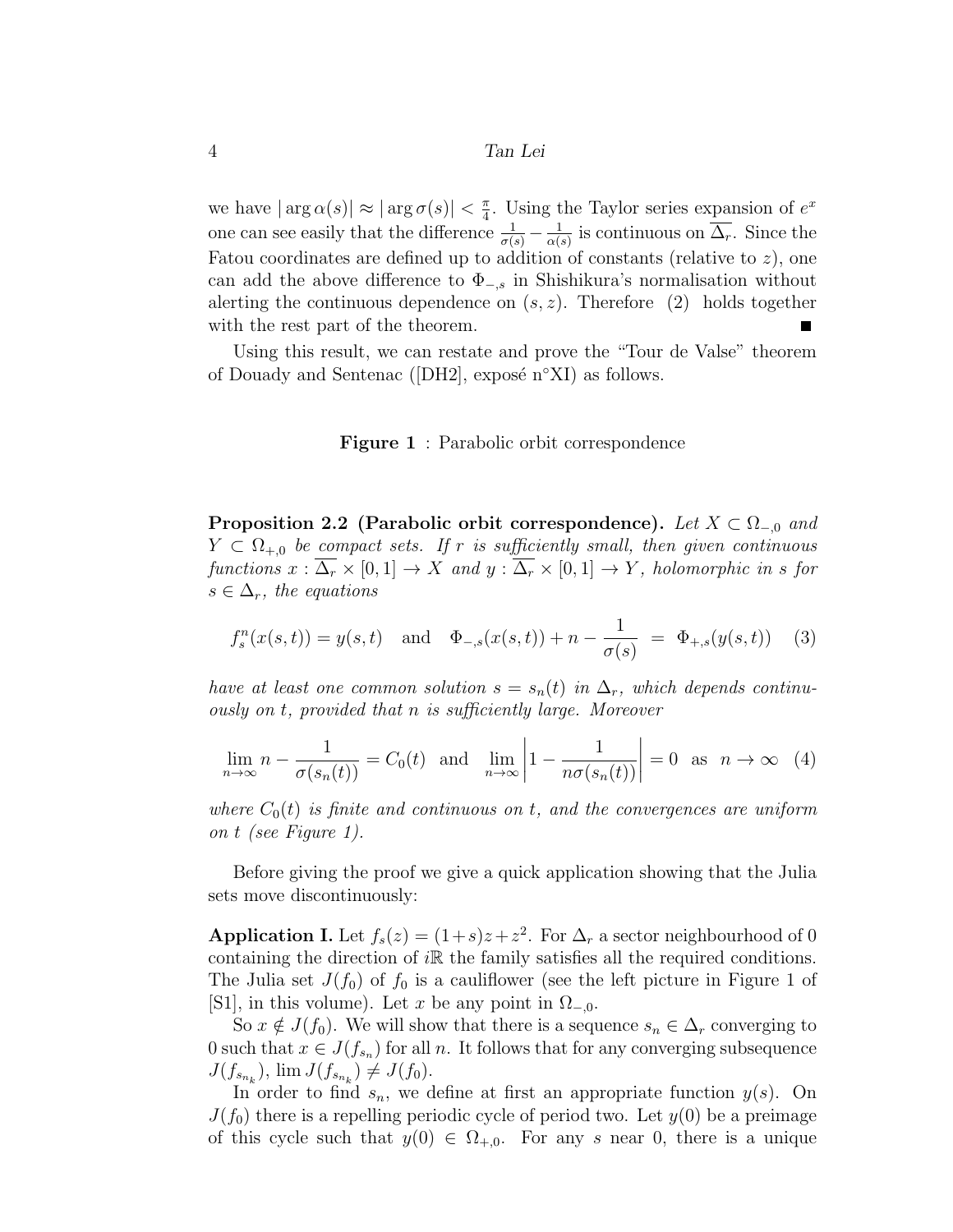we have $|\arg \alpha(s)| \approx |\arg \sigma(s)| < \frac{\pi}{4}$. Using the Taylor series expansion of $e^x$ one can see easily that the difference $\frac{1}{\sigma(s)} - \frac{1}{\alpha(s)}$ is continuous on $\overline{\Delta_r}$. Since the Fatou coordinates are defined up to addition of constants (relative to $z$), one can add the above difference to $\Phi_{-,s}$ in Shishikura's normalisation without alerting the continuous dependence on $(s, z)$. Therefore (2) holds together with the rest part of the theorem. ■

Using this result, we can restate and prove the "Tour de Valse" theorem of Douady and Sentenac ([DH2], exposé n°XI) as follows.

**Figure 1** : Parabolic orbit correspondence

**Proposition 2.2 (Parabolic orbit correspondence).** *Let $X \subset \Omega_{-,0}$ and $Y \subset \Omega_{+,0}$ be compact sets. If $r$ is sufficiently small, then given continuous functions $x : \overline{\Delta_r} \times [0,1] \to X$ and $y : \overline{\Delta_r} \times [0,1] \to Y$, holomorphic in $s$ for $s \in \Delta_r$, the equations*

$$f_s^n(x(s,t)) = y(s,t) \quad \text{and} \quad \Phi_{-,s}(x(s,t)) + n - \frac{1}{\sigma(s)} \;=\; \Phi_{+,s}(y(s,t)) \quad (3)$$

*have at least one common solution $s = s_n(t)$ in $\Delta_r$, which depends continuously on $t$, provided that $n$ is sufficiently large. Moreover*

$$\lim_{n\to\infty} n - \frac{1}{\sigma(s_n(t))} = C_0(t) \quad \text{and} \quad \lim_{n\to\infty} \left| 1 - \frac{1}{n\sigma(s_n(t))} \right| = 0 \quad \text{as} \quad n \to \infty \quad (4)$$

*where $C_0(t)$ is finite and continuous on $t$, and the convergences are uniform on $t$ (see Figure 1).*

Before giving the proof we give a quick application showing that the Julia sets move discontinuously:

**Application I.** Let $f_s(z) = (1+s)z + z^2$. For $\Delta_r$ a sector neighbourhood of 0 containing the direction of $i\mathbb{R}$ the family satisfies all the required conditions. The Julia set $J(f_0)$ of $f_0$ is a cauliflower (see the left picture in Figure 1 of [S1], in this volume). Let $x$ be any point in $\Omega_{-,0}$.

So $x \notin J(f_0)$. We will show that there is a sequence $s_n \in \Delta_r$ converging to 0 such that $x \in J(f_{s_n})$ for all $n$. It follows that for any converging subsequence $J(f_{s_{n_k}})$, $\lim J(f_{s_{n_k}}) \neq J(f_0)$.

In order to find $s_n$, we define at first an appropriate function $y(s)$. On $J(f_0)$ there is a repelling periodic cycle of period two. Let $y(0)$ be a preimage of this cycle such that $y(0) \in \Omega_{+,0}$. For any $s$ near 0, there is a unique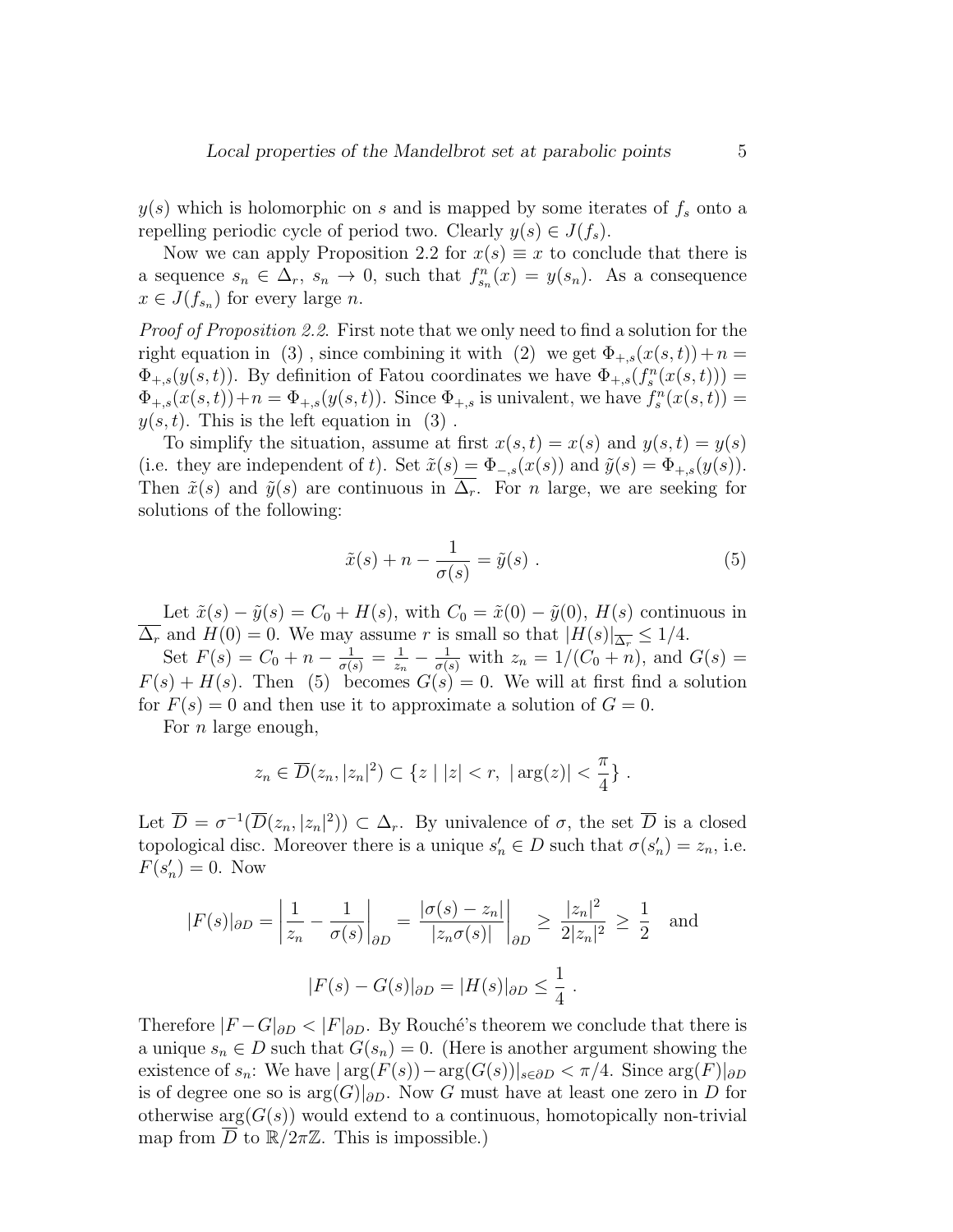$y(s)$ which is holomorphic on $s$ and is mapped by some iterates of $f_s$ onto a repelling periodic cycle of period two. Clearly $y(s) \in J(f_s)$.

Now we can apply Proposition 2.2 for $x(s) \equiv x$ to conclude that there is a sequence $s_n \in \Delta_r$, $s_n \to 0$, such that $f^n_{s_n}(x) = y(s_n)$. As a consequence $x \in J(f_{s_n})$ for every large $n$.

*Proof of Proposition 2.2.* First note that we only need to find a solution for the right equation in (3) , since combining it with (2) we get $\Phi_{+,s}(x(s,t)) + n = \Phi_{+,s}(y(s,t))$. By definition of Fatou coordinates we have $\Phi_{+,s}(f^n_s(x(s,t))) = \Phi_{+,s}(x(s,t)) + n = \Phi_{+,s}(y(s,t))$. Since $\Phi_{+,s}$ is univalent, we have $f^n_s(x(s,t)) = y(s,t)$. This is the left equation in (3) .

To simplify the situation, assume at first $x(s,t) = x(s)$ and $y(s,t) = y(s)$ (i.e. they are independent of $t$). Set $\tilde{x}(s) = \Phi_{-,s}(x(s))$ and $\tilde{y}(s) = \Phi_{+,s}(y(s))$. Then $\tilde{x}(s)$ and $\tilde{y}(s)$ are continuous in $\overline{\Delta_r}$. For $n$ large, we are seeking for solutions of the following:

$$\tilde{x}(s) + n - \frac{1}{\sigma(s)} = \tilde{y}(s) \ . \tag{5}$$

Let $\tilde{x}(s) - \tilde{y}(s) = C_0 + H(s)$, with $C_0 = \tilde{x}(0) - \tilde{y}(0)$, $H(s)$ continuous in $\overline{\Delta_r}$ and $H(0) = 0$. We may assume $r$ is small so that $|H(s)|_{\overline{\Delta_r}} \leq 1/4$.

Set $F(s) = C_0 + n - \frac{1}{\sigma(s)} = \frac{1}{z_n} - \frac{1}{\sigma(s)}$ with $z_n = 1/(C_0 + n)$, and $G(s) = F(s) + H(s)$. Then (5) becomes $G(s) = 0$. We will at first find a solution for $F(s) = 0$ and then use it to approximate a solution of $G = 0$.

For $n$ large enough,

$$z_n \in \overline{D}(z_n, |z_n|^2) \subset \{z \mid |z| < r, \ |\arg(z)| < \frac{\pi}{4}\} \ .$$

Let $\overline{D} = \sigma^{-1}(\overline{D}(z_n, |z_n|^2)) \subset \Delta_r$. By univalence of $\sigma$, the set $\overline{D}$ is a closed topological disc. Moreover there is a unique $s'_n \in D$ such that $\sigma(s'_n) = z_n$, i.e. $F(s'_n) = 0$. Now

$$|F(s)|_{\partial D} = \left| \frac{1}{z_n} - \frac{1}{\sigma(s)} \right|_{\partial D} = \left. \frac{|\sigma(s) - z_n|}{|z_n \sigma(s)|} \right|_{\partial D} \geq \frac{|z_n|^2}{2|z_n|^2} \geq \frac{1}{2} \quad \text{and}$$

$$|F(s) - G(s)|_{\partial D} = |H(s)|_{\partial D} \leq \frac{1}{4} \ .$$

Therefore $|F - G|_{\partial D} < |F|_{\partial D}$. By Rouché's theorem we conclude that there is a unique $s_n \in D$ such that $G(s_n) = 0$. (Here is another argument showing the existence of $s_n$: We have $|\arg(F(s)) - \arg(G(s))|_{s \in \partial D} < \pi/4$. Since $\arg(F)|_{\partial D}$ is of degree one so is $\arg(G)|_{\partial D}$. Now $G$ must have at least one zero in $D$ for otherwise $\arg(G(s))$ would extend to a continuous, homotopically non-trivial map from $\overline{D}$ to $\mathbb{R}/2\pi\mathbb{Z}$. This is impossible.)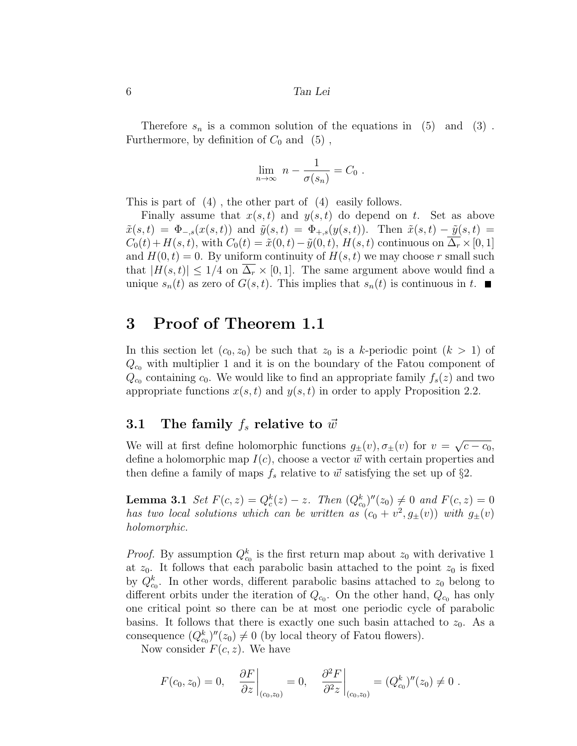Therefore $s_n$ is a common solution of the equations in (5) and (3) . Furthermore, by definition of $C_0$ and (5) ,

$$\lim_{n\to\infty} n - \frac{1}{\sigma(s_n)} = C_0 \ .$$

This is part of (4) , the other part of (4) easily follows.

Finally assume that $x(s,t)$ and $y(s,t)$ do depend on $t$. Set as above $\tilde{x}(s,t) = \Phi_{-,s}(x(s,t))$ and $\tilde{y}(s,t) = \Phi_{+,s}(y(s,t))$. Then $\tilde{x}(s,t) - \tilde{y}(s,t) = C_0(t) + H(s,t)$, with $C_0(t) = \tilde{x}(0,t) - \tilde{y}(0,t)$, $H(s,t)$ continuous on $\overline{\Delta_r} \times [0,1]$ and $H(0,t) = 0$. By uniform continuity of $H(s,t)$ we may choose $r$ small such that $|H(s,t)| \le 1/4$ on $\overline{\Delta_r} \times [0,1]$. The same argument above would find a unique $s_n(t)$ as zero of $G(s,t)$. This implies that $s_n(t)$ is continuous in $t$. ∎

# 3 Proof of Theorem 1.1

In this section let $(c_0, z_0)$ be such that $z_0$ is a $k$-periodic point ($k > 1$) of $Q_{c_0}$ with multiplier 1 and it is on the boundary of the Fatou component of $Q_{c_0}$ containing $c_0$. We would like to find an appropriate family $f_s(z)$ and two appropriate functions $x(s,t)$ and $y(s,t)$ in order to apply Proposition 2.2.

## 3.1 The family $f_s$ relative to $\vec{w}$

We will at first define holomorphic functions $g_\pm(v), \sigma_\pm(v)$ for $v = \sqrt{c - c_0}$, define a holomorphic map $I(c)$, choose a vector $\vec{w}$ with certain properties and then define a family of maps $f_s$ relative to $\vec{w}$ satisfying the set up of §2.

**Lemma 3.1** *Set $F(c,z) = Q_c^k(z) - z$. Then $(Q_{c_0}^k)''(z_0) \neq 0$ and $F(c,z) = 0$ has two local solutions which can be written as $(c_0 + v^2, g_\pm(v))$ with $g_\pm(v)$ holomorphic.*

*Proof.* By assumption $Q_{c_0}^k$ is the first return map about $z_0$ with derivative 1 at $z_0$. It follows that each parabolic basin attached to the point $z_0$ is fixed by $Q_{c_0}^k$. In other words, different parabolic basins attached to $z_0$ belong to different orbits under the iteration of $Q_{c_0}$. On the other hand, $Q_{c_0}$ has only one critical point so there can be at most one periodic cycle of parabolic basins. It follows that there is exactly one such basin attached to $z_0$. As a consequence $(Q_{c_0}^k)''(z_0) \neq 0$ (by local theory of Fatou flowers).

Now consider $F(c,z)$. We have

$$F(c_0, z_0) = 0, \quad \left.\frac{\partial F}{\partial z}\right|_{(c_0,z_0)} = 0, \quad \left.\frac{\partial^2 F}{\partial^2 z}\right|_{(c_0,z_0)} = (Q_{c_0}^k)''(z_0) \neq 0 \ .$$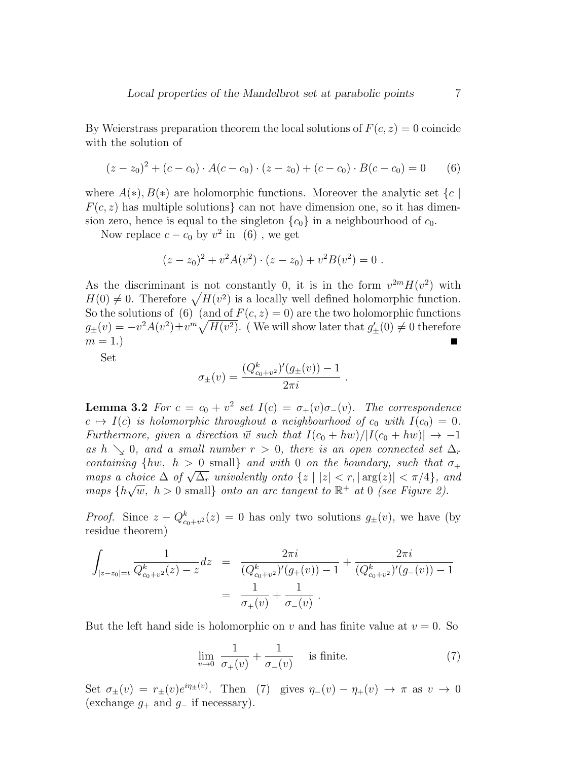By Weierstrass preparation theorem the local solutions of $F(c,z) = 0$ coincide with the solution of

$$(z-z_0)^2 + (c-c_0)\cdot A(c-c_0)\cdot(z-z_0) + (c-c_0)\cdot B(c-c_0) = 0 \qquad (6)$$

where $A(*), B(*)$ are holomorphic functions. Moreover the analytic set $\{c \mid F(c,z)$ has multiple solutions$\}$ can not have dimension one, so it has dimension zero, hence is equal to the singleton $\{c_0\}$ in a neighbourhood of $c_0$.

Now replace $c - c_0$ by $v^2$ in (6) , we get

$$(z-z_0)^2 + v^2 A(v^2)\cdot(z-z_0) + v^2 B(v^2) = 0\ .$$

As the discriminant is not constantly 0, it is in the form $v^{2m}H(v^2)$ with $H(0) \neq 0$. Therefore $\sqrt{H(v^2)}$ is a locally well defined holomorphic function. So the solutions of (6) (and of $F(c,z)=0$) are the two holomorphic functions $g_\pm(v) = -v^2A(v^2) \pm v^m\sqrt{H(v^2)}$. ( We will show later that $g'_\pm(0) \neq 0$ therefore $m=1$.) ∎

Set

$$\sigma_\pm(v) = \frac{(Q^k_{c_0+v^2})'(g_\pm(v)) - 1}{2\pi i}\ .$$

**Lemma 3.2** *For $c = c_0 + v^2$ set $I(c) = \sigma_+(v)\sigma_-(v)$. The correspondence $c \mapsto I(c)$ is holomorphic throughout a neighbourhood of $c_0$ with $I(c_0) = 0$. Furthermore, given a direction $\vec{w}$ such that $I(c_0 + hw)/|I(c_0+hw)| \to -1$ as $h \searrow 0$, and a small number $r > 0$, there is an open connected set $\Delta_r$ containing $\{hw,\ h > 0 \text{ small}\}$ and with 0 on the boundary, such that $\sigma_+$ maps a choice $\Delta$ of $\sqrt{\Delta_r}$ univalently onto $\{z \mid |z| < r, |\arg(z)| < \pi/4\}$, and maps $\{h\sqrt{w},\ h > 0 \text{ small}\}$ onto an arc tangent to $\mathbb{R}^+$ at 0 (see Figure 2).*

*Proof.* Since $z - Q^k_{c_0+v^2}(z) = 0$ has only two solutions $g_\pm(v)$, we have (by residue theorem)

$$\begin{aligned}
\int_{|z-z_0|=t} \frac{1}{Q^k_{c_0+v^2}(z) - z}dz &= \frac{2\pi i}{(Q^k_{c_0+v^2})'(g_+(v)) - 1} + \frac{2\pi i}{(Q^k_{c_0+v^2})'(g_-(v)) - 1} \\
&= \frac{1}{\sigma_+(v)} + \frac{1}{\sigma_-(v)}\ .
\end{aligned}$$

But the left hand side is holomorphic on $v$ and has finite value at $v = 0$. So

$$\lim_{v\to 0}\ \frac{1}{\sigma_+(v)} + \frac{1}{\sigma_-(v)} \quad \text{is finite.} \qquad (7)$$

Set $\sigma_\pm(v) = r_\pm(v)e^{i\eta_\pm(v)}$. Then (7) gives $\eta_-(v) - \eta_+(v) \to \pi$ as $v \to 0$ (exchange $g_+$ and $g_-$ if necessary).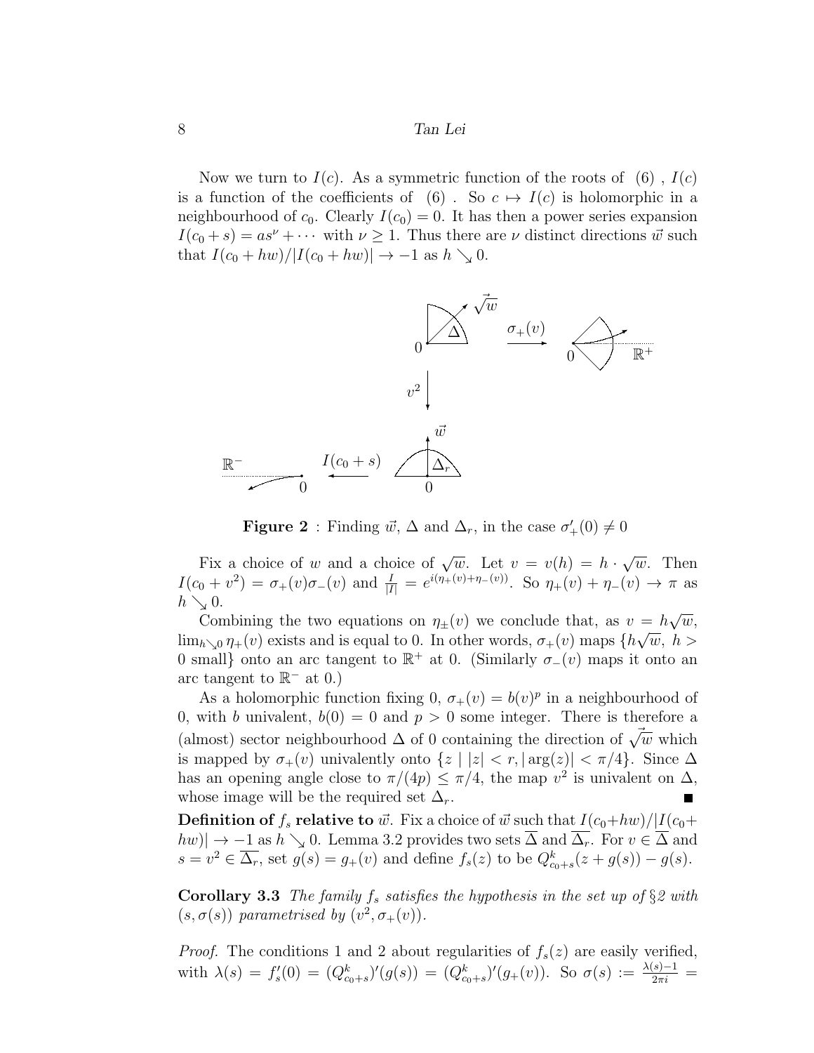Now we turn to $I(c)$. As a symmetric function of the roots of (6) , $I(c)$ is a function of the coefficients of (6) . So $c \mapsto I(c)$ is holomorphic in a neighbourhood of $c_0$. Clearly $I(c_0) = 0$. It has then a power series expansion $I(c_0 + s) = as^\nu + \cdots$ with $\nu \geq 1$. Thus there are $\nu$ distinct directions $\vec{w}$ such that $I(c_0 + hw)/|I(c_0 + hw)| \to -1$ as $h \searrow 0$.

**Figure 2** : Finding $\vec{w}$, $\Delta$ and $\Delta_r$, in the case $\sigma'_+(0) \neq 0$

Fix a choice of $w$ and a choice of $\sqrt{w}$. Let $v = v(h) = h \cdot \sqrt{w}$. Then $I(c_0 + v^2) = \sigma_+(v)\sigma_-(v)$ and $\frac{I}{|I|} = e^{i(\eta_+(v)+\eta_-(v))}$. So $\eta_+(v) + \eta_-(v) \to \pi$ as $h \searrow 0$.

Combining the two equations on $\eta_\pm(v)$ we conclude that, as $v = h\sqrt{w}$, $\lim_{h\searrow 0} \eta_+(v)$ exists and is equal to 0. In other words, $\sigma_+(v)$ maps $\{h\sqrt{w},\ h > 0 \text{ small}\}$ onto an arc tangent to $\mathbb{R}^+$ at 0. (Similarly $\sigma_-(v)$ maps it onto an arc tangent to $\mathbb{R}^-$ at 0.)

As a holomorphic function fixing 0, $\sigma_+(v) = b(v)^p$ in a neighbourhood of 0, with $b$ univalent, $b(0) = 0$ and $p > 0$ some integer. There is therefore a (almost) sector neighbourhood $\Delta$ of 0 containing the direction of $\vec{\sqrt{w}}$ which is mapped by $\sigma_+(v)$ univalently onto $\{z \mid |z| < r, |\arg(z)| < \pi/4\}$. Since $\Delta$ has an opening angle close to $\pi/(4p) \leq \pi/4$, the map $v^2$ is univalent on $\Delta$, whose image will be the required set $\Delta_r$. ■

**Definition of $f_s$ relative to $\vec{w}$.** Fix a choice of $\vec{w}$ such that $I(c_0+hw)/|I(c_0+hw)| \to -1$ as $h \searrow 0$. Lemma 3.2 provides two sets $\overline{\Delta}$ and $\overline{\Delta_r}$. For $v \in \overline{\Delta}$ and $s = v^2 \in \overline{\Delta_r}$, set $g(s) = g_+(v)$ and define $f_s(z)$ to be $Q^k_{c_0+s}(z + g(s)) - g(s)$.

**Corollary 3.3** *The family $f_s$ satisfies the hypothesis in the set up of §2 with $(s, \sigma(s))$ parametrised by $(v^2, \sigma_+(v))$.*

*Proof.* The conditions 1 and 2 about regularities of $f_s(z)$ are easily verified, with $\lambda(s) = f'_s(0) = (Q^k_{c_0+s})'(g(s)) = (Q^k_{c_0+s})'(g_+(v))$. So $\sigma(s) := \frac{\lambda(s)-1}{2\pi i} =$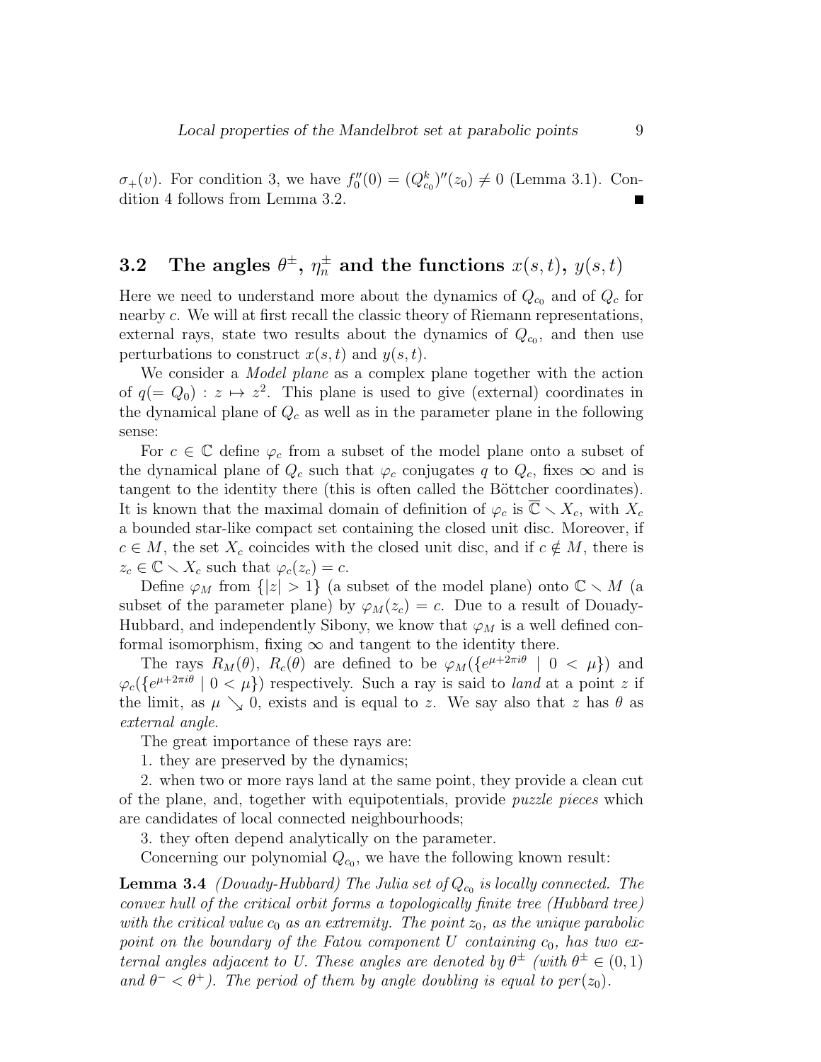$\sigma_+(v)$. For condition 3, we have $f_0''(0) = (Q_{c_0}^k)''(z_0) \neq 0$ (Lemma 3.1). Condition 4 follows from Lemma 3.2. ∎

## 3.2 The angles $\theta^\pm$, $\eta_n^\pm$ and the functions $x(s,t)$, $y(s,t)$

Here we need to understand more about the dynamics of $Q_{c_0}$ and of $Q_c$ for nearby $c$. We will at first recall the classic theory of Riemann representations, external rays, state two results about the dynamics of $Q_{c_0}$, and then use perturbations to construct $x(s,t)$ and $y(s,t)$.

We consider a *Model plane* as a complex plane together with the action of $q(= Q_0) : z \mapsto z^2$. This plane is used to give (external) coordinates in the dynamical plane of $Q_c$ as well as in the parameter plane in the following sense:

For $c \in \mathbb{C}$ define $\varphi_c$ from a subset of the model plane onto a subset of the dynamical plane of $Q_c$ such that $\varphi_c$ conjugates $q$ to $Q_c$, fixes $\infty$ and is tangent to the identity there (this is often called the Böttcher coordinates). It is known that the maximal domain of definition of $\varphi_c$ is $\overline{\mathbb{C}} \smallsetminus X_c$, with $X_c$ a bounded star-like compact set containing the closed unit disc. Moreover, if $c \in M$, the set $X_c$ coincides with the closed unit disc, and if $c \notin M$, there is $z_c \in \mathbb{C} \smallsetminus X_c$ such that $\varphi_c(z_c) = c$.

Define $\varphi_M$ from $\{|z| > 1\}$ (a subset of the model plane) onto $\mathbb{C} \smallsetminus M$ (a subset of the parameter plane) by $\varphi_M(z_c) = c$. Due to a result of Douady-Hubbard, and independently Sibony, we know that $\varphi_M$ is a well defined conformal isomorphism, fixing $\infty$ and tangent to the identity there.

The rays $R_M(\theta)$, $R_c(\theta)$ are defined to be $\varphi_M(\{e^{\mu+2\pi i\theta} \mid 0 < \mu\})$ and $\varphi_c(\{e^{\mu+2\pi i\theta} \mid 0 < \mu\})$ respectively. Such a ray is said to *land* at a point $z$ if the limit, as $\mu \searrow 0$, exists and is equal to $z$. We say also that $z$ has $\theta$ as *external angle*.

The great importance of these rays are:

1. they are preserved by the dynamics;

2. when two or more rays land at the same point, they provide a clean cut of the plane, and, together with equipotentials, provide *puzzle pieces* which are candidates of local connected neighbourhoods;

3. they often depend analytically on the parameter.

Concerning our polynomial $Q_{c_0}$, we have the following known result:

**Lemma 3.4** *(Douady-Hubbard) The Julia set of $Q_{c_0}$ is locally connected. The convex hull of the critical orbit forms a topologically finite tree (Hubbard tree) with the critical value $c_0$ as an extremity. The point $z_0$, as the unique parabolic point on the boundary of the Fatou component $U$ containing $c_0$, has two external angles adjacent to $U$. These angles are denoted by $\theta^\pm$ (with $\theta^\pm \in (0,1)$ and $\theta^- < \theta^+$). The period of them by angle doubling is equal to $per(z_0)$.*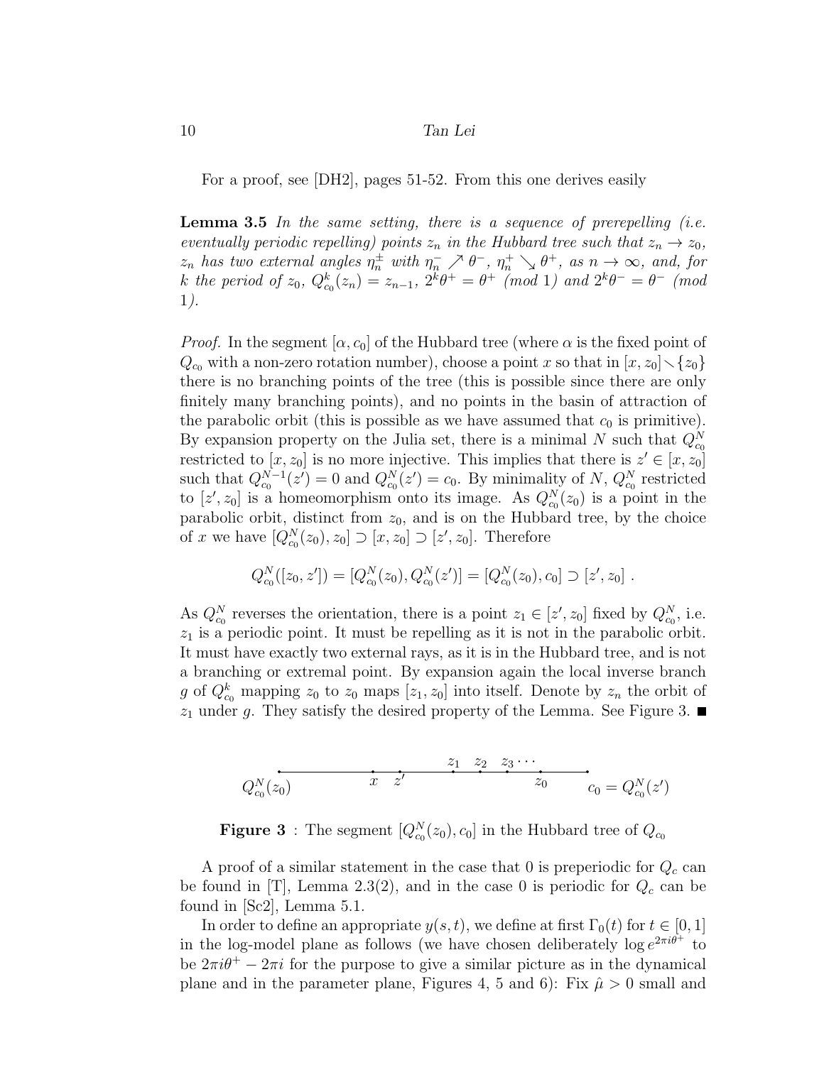For a proof, see [DH2], pages 51-52. From this one derives easily

**Lemma 3.5** *In the same setting, there is a sequence of prerepelling (i.e. eventually periodic repelling) points $z_n$ in the Hubbard tree such that $z_n \to z_0$, $z_n$ has two external angles $\eta_n^\pm$ with $\eta_n^- \nearrow \theta^-$, $\eta_n^+ \searrow \theta^+$, as $n \to \infty$, and, for $k$ the period of $z_0$, $Q_{c_0}^k(z_n) = z_{n-1}$, $2^k\theta^+ = \theta^+$ (mod 1) and $2^k\theta^- = \theta^-$ (mod 1).*

*Proof.* In the segment $[\alpha, c_0]$ of the Hubbard tree (where $\alpha$ is the fixed point of $Q_{c_0}$ with a non-zero rotation number), choose a point $x$ so that in $[x, z_0] \setminus \{z_0\}$ there is no branching points of the tree (this is possible since there are only finitely many branching points), and no points in the basin of attraction of the parabolic orbit (this is possible as we have assumed that $c_0$ is primitive). By expansion property on the Julia set, there is a minimal $N$ such that $Q_{c_0}^N$ restricted to $[x, z_0]$ is no more injective. This implies that there is $z' \in [x, z_0]$ such that $Q_{c_0}^{N-1}(z') = 0$ and $Q_{c_0}^N(z') = c_0$. By minimality of $N$, $Q_{c_0}^N$ restricted to $[z', z_0]$ is a homeomorphism onto its image. As $Q_{c_0}^N(z_0)$ is a point in the parabolic orbit, distinct from $z_0$, and is on the Hubbard tree, by the choice of $x$ we have $[Q_{c_0}^N(z_0), z_0] \supset [x, z_0] \supset [z', z_0]$. Therefore

$$Q_{c_0}^N([z_0, z']) = [Q_{c_0}^N(z_0), Q_{c_0}^N(z')] = [Q_{c_0}^N(z_0), c_0] \supset [z', z_0] \ .$$

As $Q_{c_0}^N$ reverses the orientation, there is a point $z_1 \in [z', z_0]$ fixed by $Q_{c_0}^N$, i.e. $z_1$ is a periodic point. It must be repelling as it is not in the parabolic orbit. It must have exactly two external rays, as it is in the Hubbard tree, and is not a branching or extremal point. By expansion again the local inverse branch $g$ of $Q_{c_0}^k$ mapping $z_0$ to $z_0$ maps $[z_1, z_0]$ into itself. Denote by $z_n$ the orbit of $z_1$ under $g$. They satisfy the desired property of the Lemma. See Figure 3. ■

$Q_{c_0}^N(z_0)$ — $x$ — $z'$ — $z_1$ — $z_2$ — $z_3 \cdots$ — $z_0$ — $c_0 = Q_{c_0}^N(z')$

**Figure 3** : The segment $[Q_{c_0}^N(z_0), c_0]$ in the Hubbard tree of $Q_{c_0}$

A proof of a similar statement in the case that 0 is preperiodic for $Q_c$ can be found in [T], Lemma 2.3(2), and in the case 0 is periodic for $Q_c$ can be found in [Sc2], Lemma 5.1.

In order to define an appropriate $y(s,t)$, we define at first $\Gamma_0(t)$ for $t \in [0,1]$ in the log-model plane as follows (we have chosen deliberately $\log e^{2\pi i\theta^+}$ to be $2\pi i\theta^+ - 2\pi i$ for the purpose to give a similar picture as in the dynamical plane and in the parameter plane, Figures 4, 5 and 6): Fix $\hat{\mu} > 0$ small and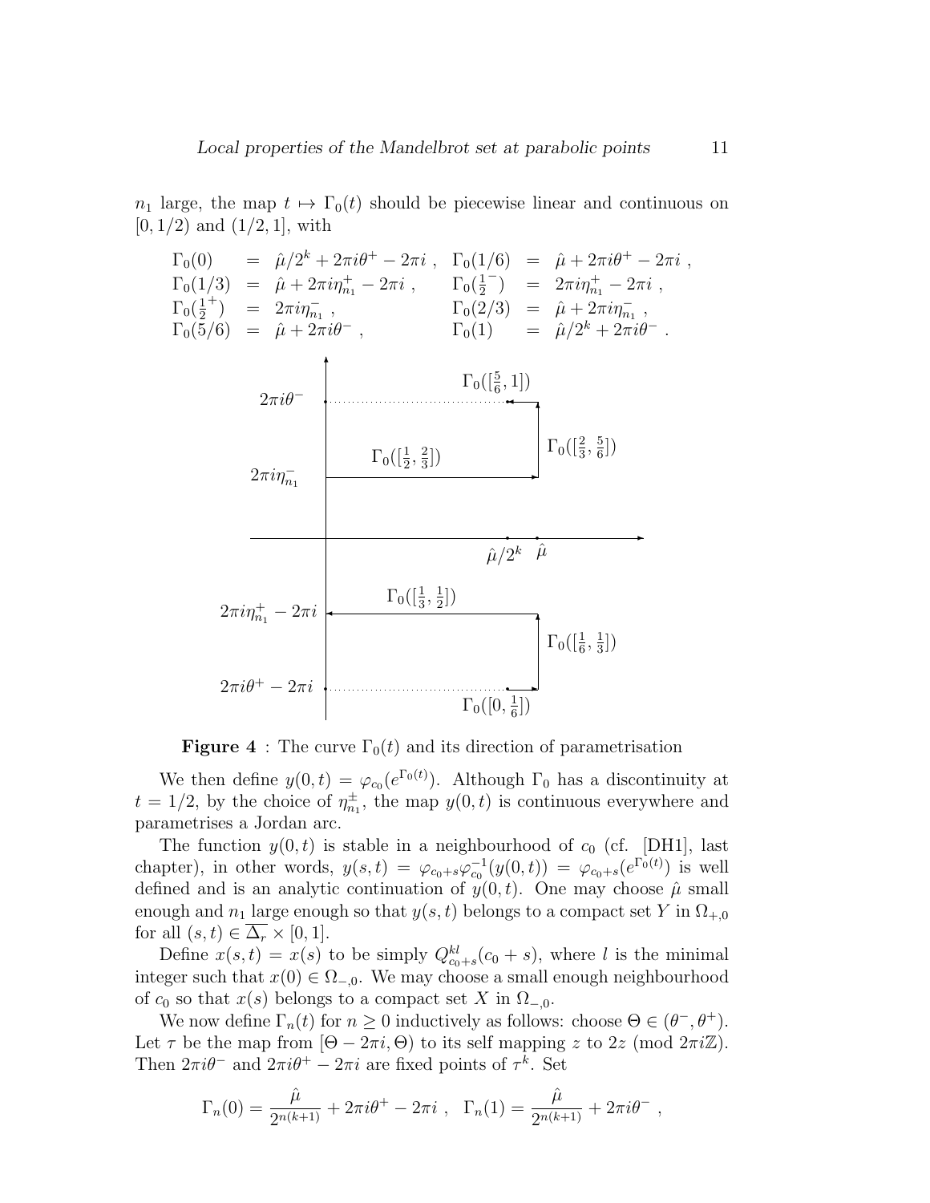$n_1$ large, the map $t \mapsto \Gamma_0(t)$ should be piecewise linear and continuous on $[0, 1/2)$ and $(1/2, 1]$, with

$$
\begin{array}{llllll}
\Gamma_0(0) & = & \hat\mu/2^k + 2\pi i\theta^+ - 2\pi i\ , & \Gamma_0(1/6) & = & \hat\mu + 2\pi i\theta^+ - 2\pi i\ , \\
\Gamma_0(1/3) & = & \hat\mu + 2\pi i\eta^+_{n_1} - 2\pi i\ , & \Gamma_0(\frac{1}{2}^-) & = & 2\pi i\eta^+_{n_1} - 2\pi i\ , \\
\Gamma_0(\frac{1}{2}^+) & = & 2\pi i\eta^-_{n_1}\ , & \Gamma_0(2/3) & = & \hat\mu + 2\pi i\eta^-_{n_1}\ , \\
\Gamma_0(5/6) & = & \hat\mu + 2\pi i\theta^-\ , & \Gamma_0(1) & = & \hat\mu/2^k + 2\pi i\theta^-\ .
\end{array}
$$

**Figure 4** : The curve $\Gamma_0(t)$ and its direction of parametrisation

We then define $y(0,t) = \varphi_{c_0}(e^{\Gamma_0(t)})$. Although $\Gamma_0$ has a discontinuity at $t = 1/2$, by the choice of $\eta^\pm_{n_1}$, the map $y(0,t)$ is continuous everywhere and parametrises a Jordan arc.

The function $y(0,t)$ is stable in a neighbourhood of $c_0$ (cf. [DH1], last chapter), in other words, $y(s,t) = \varphi_{c_0+s}\varphi^{-1}_{c_0}(y(0,t)) = \varphi_{c_0+s}(e^{\Gamma_0(t)})$ is well defined and is an analytic continuation of $y(0,t)$. One may choose $\hat\mu$ small enough and $n_1$ large enough so that $y(s,t)$ belongs to a compact set $Y$ in $\Omega_{+,0}$ for all $(s,t) \in \overline{\Delta_r} \times [0,1]$.

Define $x(s,t) = x(s)$ to be simply $Q^{kl}_{c_0+s}(c_0+s)$, where $l$ is the minimal integer such that $x(0) \in \Omega_{-,0}$. We may choose a small enough neighbourhood of $c_0$ so that $x(s)$ belongs to a compact set $X$ in $\Omega_{-,0}$.

We now define $\Gamma_n(t)$ for $n \geq 0$ inductively as follows: choose $\Theta \in (\theta^-, \theta^+)$. Let $\tau$ be the map from $[\Theta - 2\pi i, \Theta)$ to its self mapping $z$ to $2z$ (mod $2\pi i\mathbb{Z}$). Then $2\pi i\theta^-$ and $2\pi i\theta^+ - 2\pi i$ are fixed points of $\tau^k$. Set

$$
\Gamma_n(0) = \frac{\hat\mu}{2^{n(k+1)}} + 2\pi i\theta^+ - 2\pi i\ , \quad \Gamma_n(1) = \frac{\hat\mu}{2^{n(k+1)}} + 2\pi i\theta^-\ ,
$$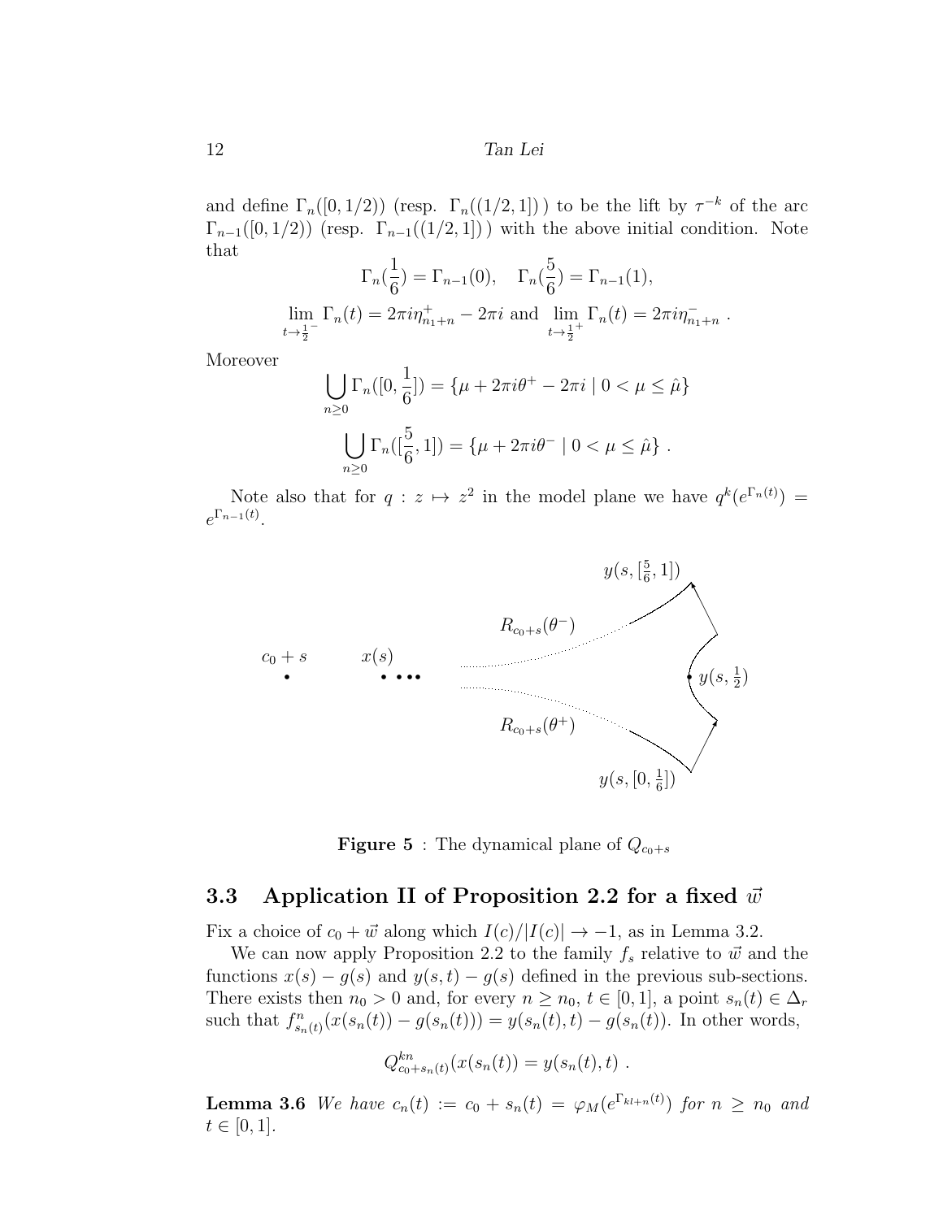and define $\Gamma_n([0,1/2))$ (resp. $\Gamma_n((1/2,1])$ ) to be the lift by $\tau^{-k}$ of the arc $\Gamma_{n-1}([0,1/2))$ (resp. $\Gamma_{n-1}((1/2,1])$ ) with the above initial condition. Note that

$$\Gamma_n(\frac{1}{6}) = \Gamma_{n-1}(0), \quad \Gamma_n(\frac{5}{6}) = \Gamma_{n-1}(1),$$

$$\lim_{t\to\frac{1}{2}^-} \Gamma_n(t) = 2\pi i\eta^+_{n_1+n} - 2\pi i \text{ and } \lim_{t\to\frac{1}{2}^+} \Gamma_n(t) = 2\pi i\eta^-_{n_1+n} .$$

Moreover

$$\bigcup_{n\geq 0} \Gamma_n([0,\frac{1}{6}]) = \{\mu + 2\pi i\theta^+ - 2\pi i \mid 0 < \mu \leq \hat{\mu}\}$$

$$\bigcup_{n\geq 0} \Gamma_n([\frac{5}{6},1]) = \{\mu + 2\pi i\theta^- \mid 0 < \mu \leq \hat{\mu}\} .$$

Note also that for $q : z \mapsto z^2$ in the model plane we have $q^k(e^{\Gamma_n(t)}) = e^{\Gamma_{n-1}(t)}$.

**Figure 5** : The dynamical plane of $Q_{c_0+s}$

## 3.3 Application II of Proposition 2.2 for a fixed $\vec{w}$

Fix a choice of $c_0 + \vec{w}$ along which $I(c)/|I(c)| \to -1$, as in Lemma 3.2.

We can now apply Proposition 2.2 to the family $f_s$ relative to $\vec{w}$ and the functions $x(s) - g(s)$ and $y(s,t) - g(s)$ defined in the previous sub-sections. There exists then $n_0 > 0$ and, for every $n \geq n_0$, $t \in [0,1]$, a point $s_n(t) \in \Delta_r$ such that $f^n_{s_n(t)}(x(s_n(t)) - g(s_n(t))) = y(s_n(t),t) - g(s_n(t))$. In other words,

$$Q^{kn}_{c_0+s_n(t)}(x(s_n(t)) = y(s_n(t),t) .$$

**Lemma 3.6** *We have $c_n(t) := c_0 + s_n(t) = \varphi_M(e^{\Gamma_{kl+n}(t)})$ for $n \geq n_0$ and $t \in [0,1]$.*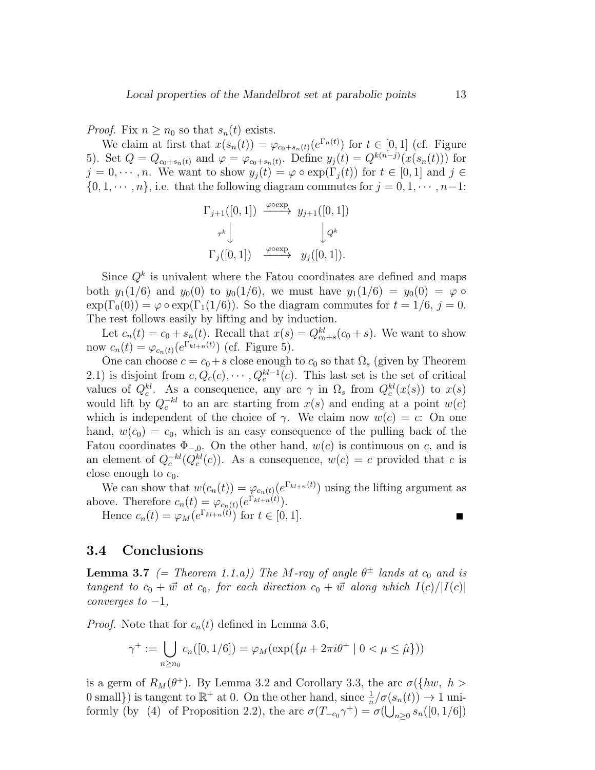*Proof.* Fix $n \geq n_0$ so that $s_n(t)$ exists.

We claim at first that $x(s_n(t)) = \varphi_{c_0+s_n(t)}(e^{\Gamma_n(t)})$ for $t \in [0,1]$ (cf. Figure 5). Set $Q = Q_{c_0+s_n(t)}$ and $\varphi = \varphi_{c_0+s_n(t)}$. Define $y_j(t) = Q^{k(n-j)}(x(s_n(t)))$ for $j = 0, \cdots, n$. We want to show $y_j(t) = \varphi \circ \exp(\Gamma_j(t))$ for $t \in [0,1]$ and $j \in \{0, 1, \cdots, n\}$, i.e. that the following diagram commutes for $j = 0, 1, \cdots, n-1$:

$$\begin{array}{ccc} \Gamma_{j+1}([0,1]) & \xrightarrow{\varphi \circ \exp} & y_{j+1}([0,1]) \\ \tau^k \downarrow & & \downarrow Q^k \\ \Gamma_j([0,1]) & \xrightarrow{\varphi \circ \exp} & y_j([0,1]). \end{array}$$

Since $Q^k$ is univalent where the Fatou coordinates are defined and maps both $y_1(1/6)$ and $y_0(0)$ to $y_0(1/6)$, we must have $y_1(1/6) = y_0(0) = \varphi \circ \exp(\Gamma_0(0)) = \varphi \circ \exp(\Gamma_1(1/6))$. So the diagram commutes for $t = 1/6$, $j = 0$. The rest follows easily by lifting and by induction.

Let $c_n(t) = c_0 + s_n(t)$. Recall that $x(s) = Q^{kl}_{c_0+s}(c_0+s)$. We want to show now $c_n(t) = \varphi_{c_n(t)}(e^{\Gamma_{kl+n}(t)})$ (cf. Figure 5).

One can choose $c = c_0 + s$ close enough to $c_0$ so that $\Omega_s$ (given by Theorem 2.1) is disjoint from $c, Q_c(c), \cdots, Q_c^{kl-1}(c)$. This last set is the set of critical values of $Q_c^{kl}$. As a consequence, any arc $\gamma$ in $\Omega_s$ from $Q_c^{kl}(x(s))$ to $x(s)$ would lift by $Q_c^{-kl}$ to an arc starting from $x(s)$ and ending at a point $w(c)$ which is independent of the choice of $\gamma$. We claim now $w(c) = c$: On one hand, $w(c_0) = c_0$, which is an easy consequence of the pulling back of the Fatou coordinates $\Phi_{-,0}$. On the other hand, $w(c)$ is continuous on $c$, and is an element of $Q_c^{-kl}(Q_c^{kl}(c))$. As a consequence, $w(c) = c$ provided that $c$ is close enough to $c_0$.

We can show that $w(c_n(t)) = \varphi_{c_n(t)}(e^{\Gamma_{kl+n}(t)})$ using the lifting argument as above. Therefore $c_n(t) = \varphi_{c_n(t)}(e^{\Gamma_{kl+n}(t)})$.

Hence $c_n(t) = \varphi_M(e^{\Gamma_{kl+n}(t)})$ for $t \in [0,1]$. ∎

## 3.4 Conclusions

**Lemma 3.7** *(= Theorem 1.1.a)) The $M$-ray of angle $\theta^\pm$ lands at $c_0$ and is tangent to $c_0 + \vec{w}$ at $c_0$, for each direction $c_0 + \vec{w}$ along which $I(c)/|I(c)|$ converges to $-1$,*

*Proof.* Note that for $c_n(t)$ defined in Lemma 3.6,

$$\gamma^+ := \bigcup_{n \geq n_0} c_n([0, 1/6]) = \varphi_M(\exp(\{\mu + 2\pi i \theta^+ \mid 0 < \mu \leq \hat{\mu}\}))$$

is a germ of $R_M(\theta^+)$. By Lemma 3.2 and Corollary 3.3, the arc $\sigma(\{hw,\ h > 0 \text{ small}\})$ is tangent to $\mathbb{R}^+$ at 0. On the other hand, since $\frac{1}{n}/\sigma(s_n(t)) \to 1$ uniformly (by (4) of Proposition 2.2), the arc $\sigma(T_{-c_0}\gamma^+) = \sigma(\bigcup_{n \geq 0} s_n([0, 1/6])$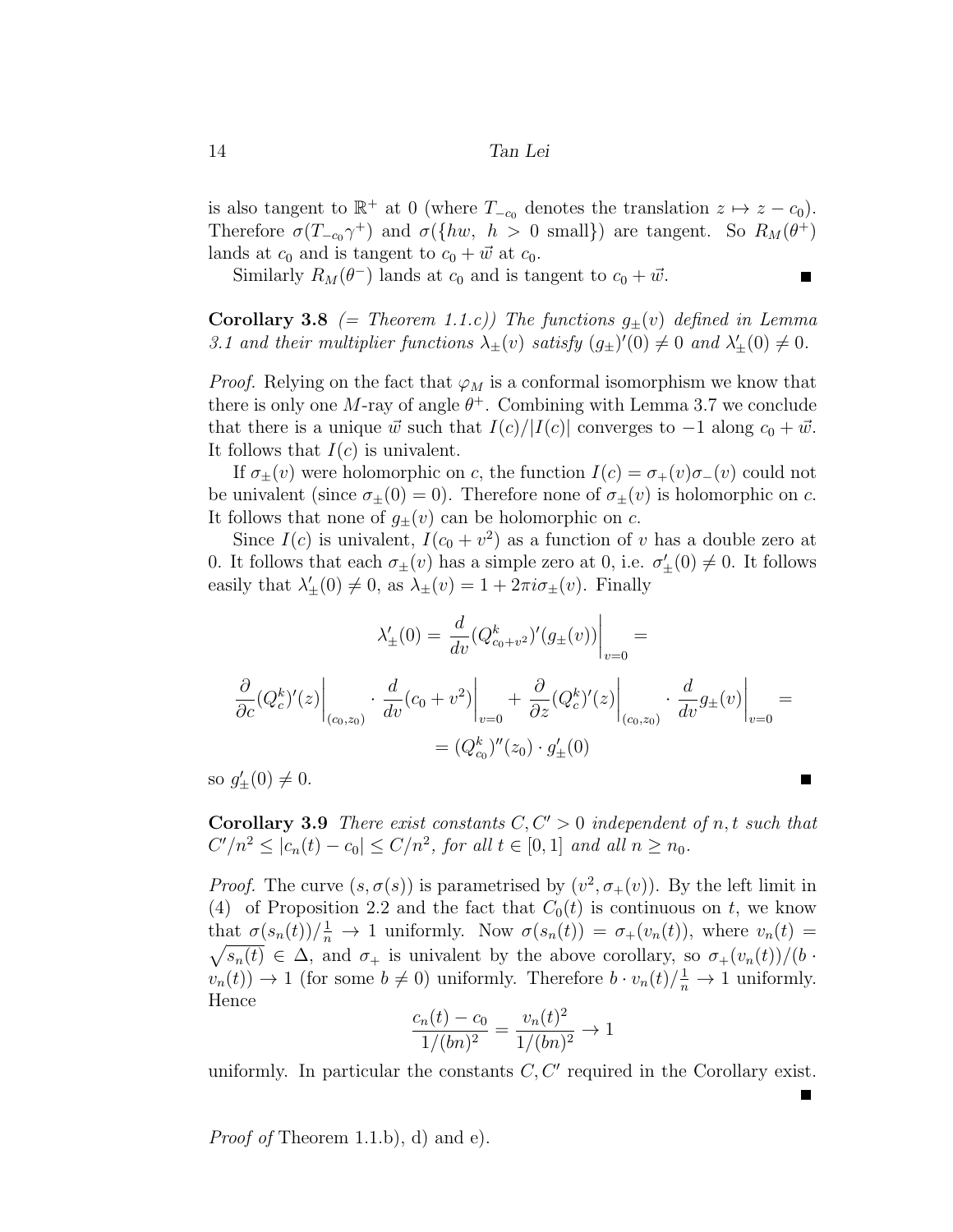is also tangent to $\mathbb{R}^+$ at 0 (where $T_{-c_0}$ denotes the translation $z \mapsto z - c_0$). Therefore $\sigma(T_{-c_0}\gamma^+)$ and $\sigma(\{hw,\ h > 0 \text{ small}\})$ are tangent. So $R_M(\theta^+)$ lands at $c_0$ and is tangent to $c_0 + \vec{w}$ at $c_0$.

Similarly $R_M(\theta^-)$ lands at $c_0$ and is tangent to $c_0 + \vec{w}$. ∎

**Corollary 3.8** *(= Theorem 1.1.c)) The functions $g_\pm(v)$ defined in Lemma 3.1 and their multiplier functions $\lambda_\pm(v)$ satisfy $(g_\pm)'(0) \neq 0$ and $\lambda'_\pm(0) \neq 0$.*

*Proof.* Relying on the fact that $\varphi_M$ is a conformal isomorphism we know that there is only one $M$-ray of angle $\theta^+$. Combining with Lemma 3.7 we conclude that there is a unique $\vec{w}$ such that $I(c)/|I(c)|$ converges to $-1$ along $c_0 + \vec{w}$. It follows that $I(c)$ is univalent.

If $\sigma_\pm(v)$ were holomorphic on $c$, the function $I(c) = \sigma_+(v)\sigma_-(v)$ could not be univalent (since $\sigma_\pm(0) = 0$). Therefore none of $\sigma_\pm(v)$ is holomorphic on $c$. It follows that none of $g_\pm(v)$ can be holomorphic on $c$.

Since $I(c)$ is univalent, $I(c_0 + v^2)$ as a function of $v$ has a double zero at 0. It follows that each $\sigma_\pm(v)$ has a simple zero at 0, i.e. $\sigma'_\pm(0) \neq 0$. It follows easily that $\lambda'_\pm(0) \neq 0$, as $\lambda_\pm(v) = 1 + 2\pi i \sigma_\pm(v)$. Finally

$$\lambda'_\pm(0) = \frac{d}{dv}(Q^k_{c_0+v^2})'(g_\pm(v))\bigg|_{v=0} =$$

$$\frac{\partial}{\partial c}(Q^k_c)'(z)\bigg|_{(c_0,z_0)} \cdot \frac{d}{dv}(c_0 + v^2)\bigg|_{v=0} + \frac{\partial}{\partial z}(Q^k_c)'(z)\bigg|_{(c_0,z_0)} \cdot \frac{d}{dv}g_\pm(v)\bigg|_{v=0} =$$

$$= (Q^k_{c_0})''(z_0) \cdot g'_\pm(0)$$

so $g'_\pm(0) \neq 0$. ∎

**Corollary 3.9** *There exist constants $C, C' > 0$ independent of $n, t$ such that $C'/n^2 \leq |c_n(t) - c_0| \leq C/n^2$, for all $t \in [0,1]$ and all $n \geq n_0$.*

*Proof.* The curve $(s, \sigma(s))$ is parametrised by $(v^2, \sigma_+(v))$. By the left limit in (4) of Proposition 2.2 and the fact that $C_0(t)$ is continuous on $t$, we know that $\sigma(s_n(t))/\frac{1}{n} \to 1$ uniformly. Now $\sigma(s_n(t)) = \sigma_+(v_n(t))$, where $v_n(t) = \sqrt{s_n(t)} \in \Delta$, and $\sigma_+$ is univalent by the above corollary, so $\sigma_+(v_n(t))/(b \cdot v_n(t)) \to 1$ (for some $b \neq 0$) uniformly. Therefore $b \cdot v_n(t)/\frac{1}{n} \to 1$ uniformly. Hence

$$\frac{c_n(t) - c_0}{1/(bn)^2} = \frac{v_n(t)^2}{1/(bn)^2} \to 1$$

uniformly. In particular the constants $C, C'$ required in the Corollary exist. ∎

*Proof of* Theorem 1.1.b), d) and e).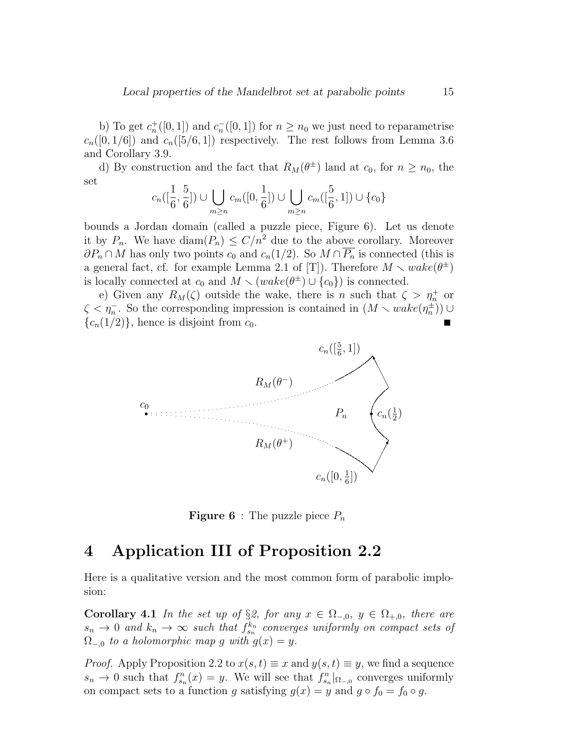b) To get $c_n^+([0,1])$ and $c_n^-([0,1])$ for $n \geq n_0$ we just need to reparametrise $c_n([0,1/6])$ and $c_n([5/6,1])$ respectively. The rest follows from Lemma 3.6 and Corollary 3.9.

d) By construction and the fact that $R_M(\theta^\pm)$ land at $c_0$, for $n \geq n_0$, the set

$$c_n([\frac{1}{6}, \frac{5}{6}]) \cup \bigcup_{m \geq n} c_m([0, \frac{1}{6}]) \cup \bigcup_{m \geq n} c_m([\frac{5}{6}, 1]) \cup \{c_0\}$$

bounds a Jordan domain (called a puzzle piece, Figure 6). Let us denote it by $P_n$. We have $\mathrm{diam}(P_n) \leq C/n^2$ due to the above corollary. Moreover $\partial P_n \cap M$ has only two points $c_0$ and $c_n(1/2)$. So $M \cap \overline{P_n}$ is connected (this is a general fact, cf. for example Lemma 2.1 of [T]). Therefore $M \setminus wake(\theta^\pm)$ is locally connected at $c_0$ and $M \setminus (wake(\theta^\pm) \cup \{c_0\})$ is connected.

e) Given any $R_M(\zeta)$ outside the wake, there is $n$ such that $\zeta > \eta_n^+$ or $\zeta < \eta_n^-$. So the corresponding impression is contained in $(M \setminus wake(\eta_n^\pm)) \cup \{c_n(1/2)\}$, hence is disjoint from $c_0$. ∎

**Figure 6** : The puzzle piece $P_n$

# 4 Application III of Proposition 2.2

Here is a qualitative version and the most common form of parabolic implosion:

**Corollary 4.1** *In the set up of §2, for any $x \in \Omega_{-,0}$, $y \in \Omega_{+,0}$, there are $s_n \to 0$ and $k_n \to \infty$ such that $f_{s_n}^{k_n}$ converges uniformly on compact sets of $\Omega_{-,0}$ to a holomorphic map $g$ with $g(x) = y$.*

*Proof.* Apply Proposition 2.2 to $x(s,t) \equiv x$ and $y(s,t) \equiv y$, we find a sequence $s_n \to 0$ such that $f_{s_n}^n(x) = y$. We will see that $f_{s_n}^n|_{\Omega_{-,0}}$ converges uniformly on compact sets to a function $g$ satisfying $g(x) = y$ and $g \circ f_0 = f_0 \circ g$.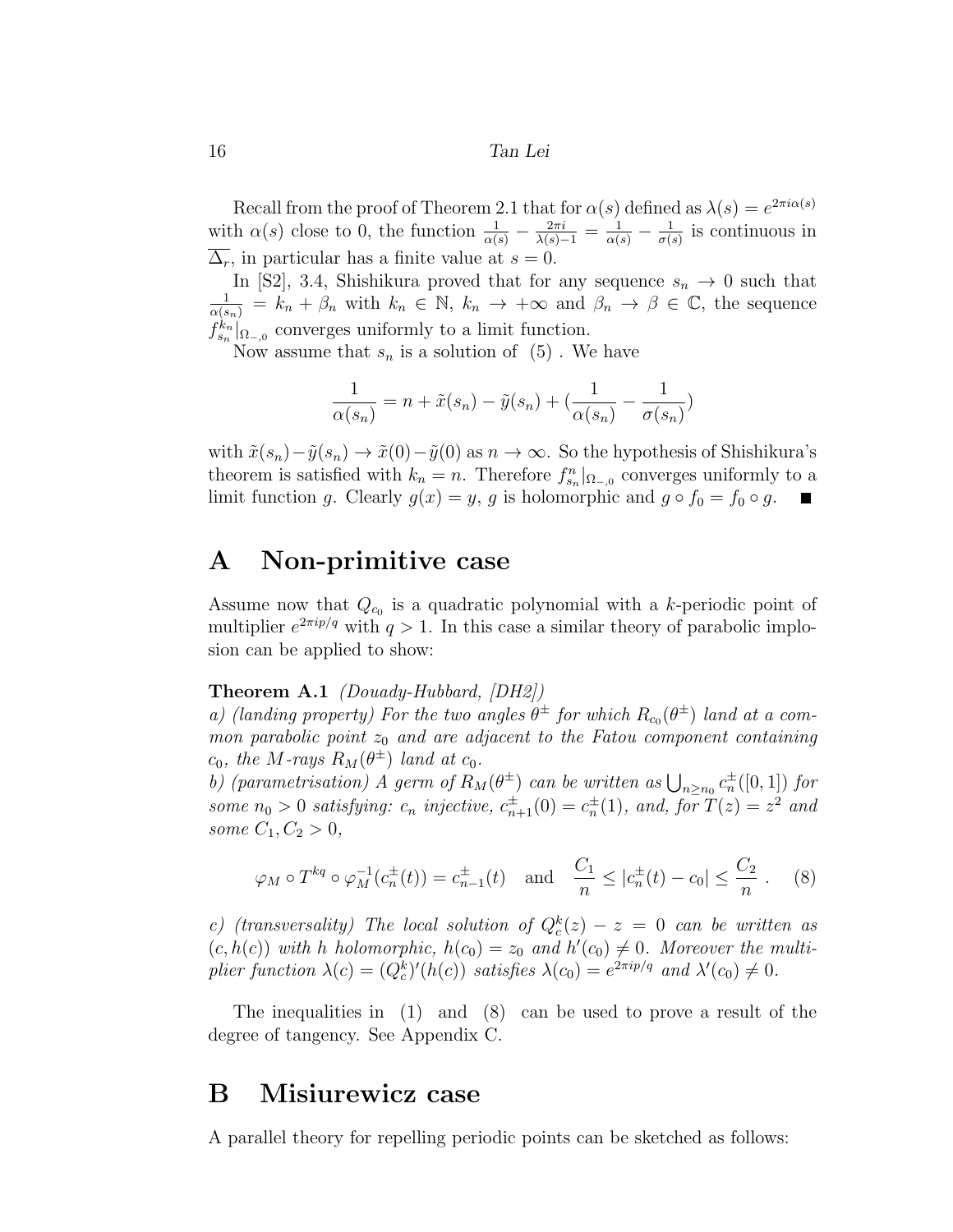Recall from the proof of Theorem 2.1 that for $\alpha(s)$ defined as $\lambda(s) = e^{2\pi i\alpha(s)}$ with $\alpha(s)$ close to 0, the function $\frac{1}{\alpha(s)} - \frac{2\pi i}{\lambda(s)-1} = \frac{1}{\alpha(s)} - \frac{1}{\sigma(s)}$ is continuous in $\overline{\Delta_r}$, in particular has a finite value at $s = 0$.

In [S2], 3.4, Shishikura proved that for any sequence $s_n \to 0$ such that $\frac{1}{\alpha(s_n)} = k_n + \beta_n$ with $k_n \in \mathbb{N}$, $k_n \to +\infty$ and $\beta_n \to \beta \in \mathbb{C}$, the sequence $f_{s_n}^{k_n}|_{\Omega_{-,0}}$ converges uniformly to a limit function.

Now assume that $s_n$ is a solution of (5). We have

$$\frac{1}{\alpha(s_n)} = n + \tilde{x}(s_n) - \tilde{y}(s_n) + \left(\frac{1}{\alpha(s_n)} - \frac{1}{\sigma(s_n)}\right)$$

with $\tilde{x}(s_n) - \tilde{y}(s_n) \to \tilde{x}(0) - \tilde{y}(0)$ as $n \to \infty$. So the hypothesis of Shishikura's theorem is satisfied with $k_n = n$. Therefore $f_{s_n}^{n}|_{\Omega_{-,0}}$ converges uniformly to a limit function $g$. Clearly $g(x) = y$, $g$ is holomorphic and $g \circ f_0 = f_0 \circ g$. ∎

# A Non-primitive case

Assume now that $Q_{c_0}$ is a quadratic polynomial with a $k$-periodic point of multiplier $e^{2\pi i p/q}$ with $q > 1$. In this case a similar theory of parabolic implosion can be applied to show:

**Theorem A.1** *(Douady-Hubbard, [DH2])*
*a) (landing property) For the two angles $\theta^\pm$ for which $R_{c_0}(\theta^\pm)$ land at a common parabolic point $z_0$ and are adjacent to the Fatou component containing $c_0$, the $M$-rays $R_M(\theta^\pm)$ land at $c_0$.*
*b) (parametrisation) A germ of $R_M(\theta^\pm)$ can be written as $\bigcup_{n \geq n_0} c_n^\pm([0,1])$ for some $n_0 > 0$ satisfying: $c_n$ injective, $c_{n+1}^\pm(0) = c_n^\pm(1)$, and, for $T(z) = z^2$ and some $C_1, C_2 > 0$,*

$$\varphi_M \circ T^{kq} \circ \varphi_M^{-1}(c_n^\pm(t)) = c_{n-1}^\pm(t) \quad \text{and} \quad \frac{C_1}{n} \leq |c_n^\pm(t) - c_0| \leq \frac{C_2}{n}\ . \qquad (8)$$

*c) (transversality) The local solution of $Q_c^k(z) - z = 0$ can be written as $(c, h(c))$ with $h$ holomorphic, $h(c_0) = z_0$ and $h'(c_0) \neq 0$. Moreover the multiplier function $\lambda(c) = (Q_c^k)'(h(c))$ satisfies $\lambda(c_0) = e^{2\pi i p/q}$ and $\lambda'(c_0) \neq 0$.*

The inequalities in (1) and (8) can be used to prove a result of the degree of tangency. See Appendix C.

# B Misiurewicz case

A parallel theory for repelling periodic points can be sketched as follows: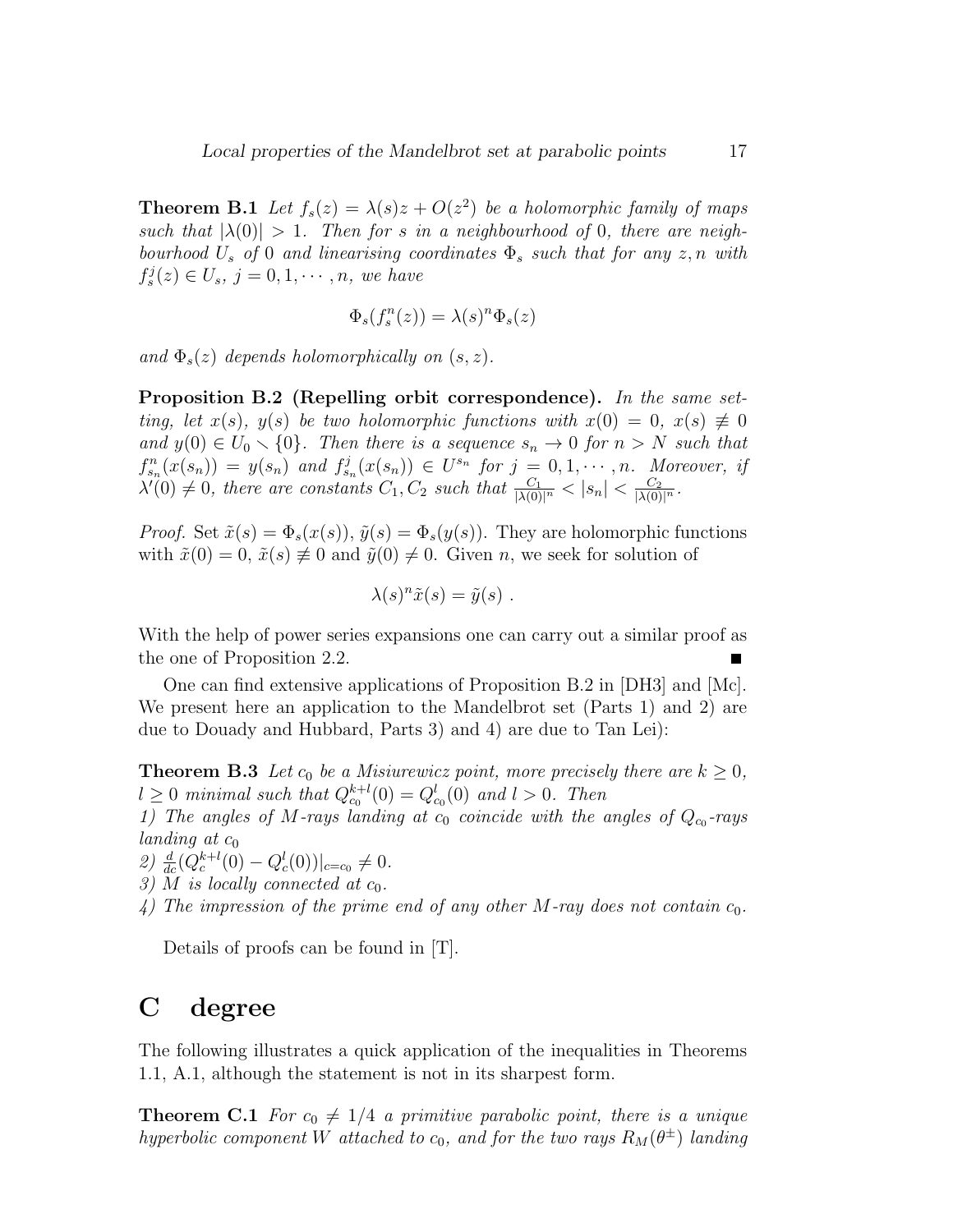**Theorem B.1** *Let $f_s(z) = \lambda(s)z + O(z^2)$ be a holomorphic family of maps such that $|\lambda(0)| > 1$. Then for $s$ in a neighbourhood of $0$, there are neighbourhood $U_s$ of $0$ and linearising coordinates $\Phi_s$ such that for any $z, n$ with $f_s^j(z) \in U_s$, $j = 0, 1, \cdots, n$, we have*

$$\Phi_s(f_s^n(z)) = \lambda(s)^n \Phi_s(z)$$

*and $\Phi_s(z)$ depends holomorphically on $(s, z)$.*

**Proposition B.2 (Repelling orbit correspondence).** *In the same setting, let $x(s)$, $y(s)$ be two holomorphic functions with $x(0) = 0$, $x(s) \not\equiv 0$ and $y(0) \in U_0 \setminus \{0\}$. Then there is a sequence $s_n \to 0$ for $n > N$ such that $f_{s_n}^n(x(s_n)) = y(s_n)$ and $f_{s_n}^j(x(s_n)) \in U^{s_n}$ for $j = 0, 1, \cdots, n$. Moreover, if $\lambda'(0) \neq 0$, there are constants $C_1, C_2$ such that $\frac{C_1}{|\lambda(0)|^n} < |s_n| < \frac{C_2}{|\lambda(0)|^n}$.*

*Proof.* Set $\tilde{x}(s) = \Phi_s(x(s))$, $\tilde{y}(s) = \Phi_s(y(s))$. They are holomorphic functions with $\tilde{x}(0) = 0$, $\tilde{x}(s) \not\equiv 0$ and $\tilde{y}(0) \neq 0$. Given $n$, we seek for solution of

$$\lambda(s)^n \tilde{x}(s) = \tilde{y}(s) \ .$$

With the help of power series expansions one can carry out a similar proof as the one of Proposition 2.2. ∎

One can find extensive applications of Proposition B.2 in [DH3] and [Mc]. We present here an application to the Mandelbrot set (Parts 1) and 2) are due to Douady and Hubbard, Parts 3) and 4) are due to Tan Lei):

**Theorem B.3** *Let $c_0$ be a Misiurewicz point, more precisely there are $k \geq 0$, $l \geq 0$ minimal such that $Q_{c_0}^{k+l}(0) = Q_{c_0}^l(0)$ and $l > 0$. Then*
*1) The angles of $M$-rays landing at $c_0$ coincide with the angles of $Q_{c_0}$-rays landing at $c_0$*
*2) $\frac{d}{dc}(Q_c^{k+l}(0) - Q_c^l(0))|_{c=c_0} \neq 0$.*
*3) $M$ is locally connected at $c_0$.*
*4) The impression of the prime end of any other $M$-ray does not contain $c_0$.*

Details of proofs can be found in [T].

# C degree

The following illustrates a quick application of the inequalities in Theorems 1.1, A.1, although the statement is not in its sharpest form.

**Theorem C.1** *For $c_0 \neq 1/4$ a primitive parabolic point, there is a unique hyperbolic component $W$ attached to $c_0$, and for the two rays $R_M(\theta^\pm)$ landing*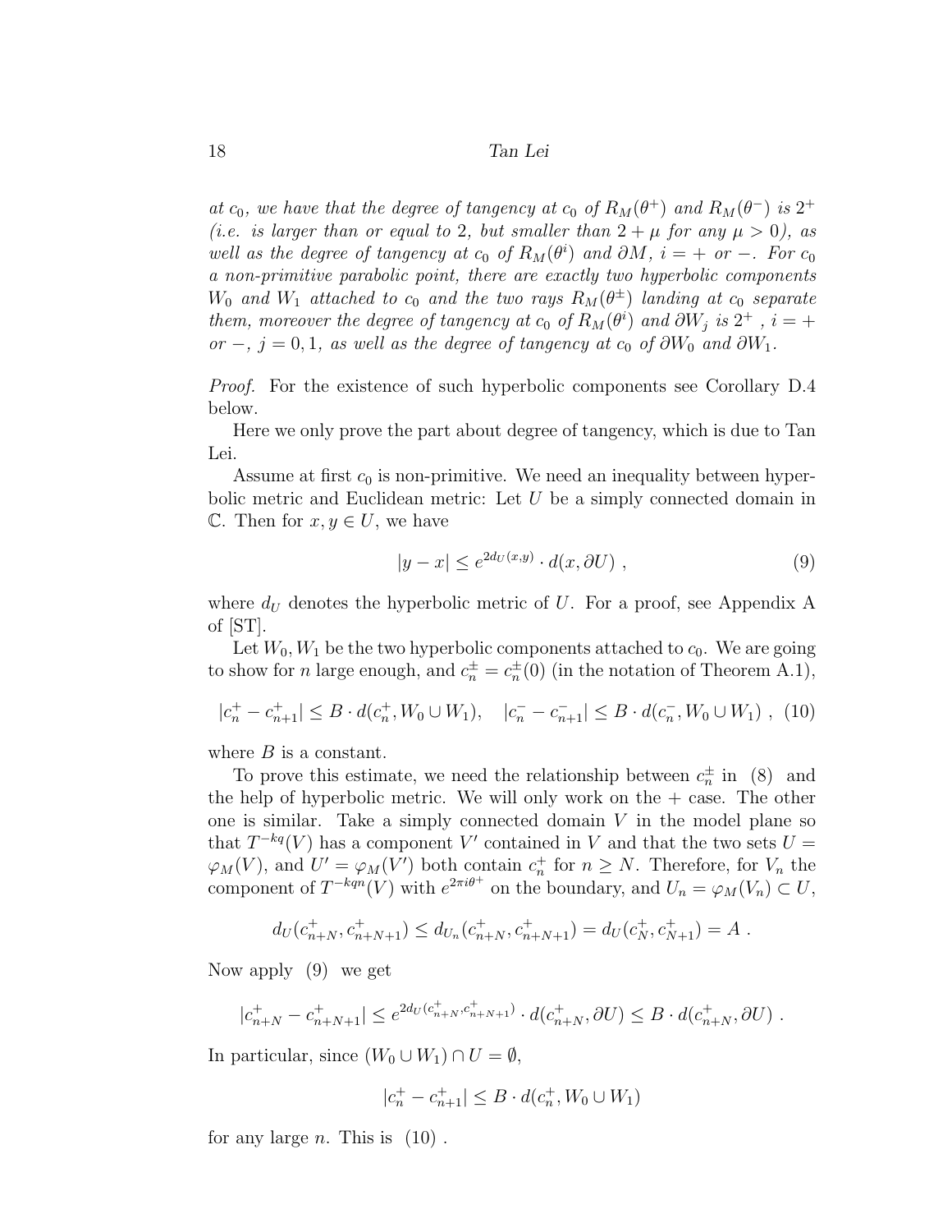*at $c_0$, we have that the degree of tangency at $c_0$ of $R_M(\theta^+)$ and $R_M(\theta^-)$ is $2^+$ (i.e. is larger than or equal to 2, but smaller than $2+\mu$ for any $\mu > 0$), as well as the degree of tangency at $c_0$ of $R_M(\theta^i)$ and $\partial M$, $i = +$ or $-$. For $c_0$ a non-primitive parabolic point, there are exactly two hyperbolic components $W_0$ and $W_1$ attached to $c_0$ and the two rays $R_M(\theta^\pm)$ landing at $c_0$ separate them, moreover the degree of tangency at $c_0$ of $R_M(\theta^i)$ and $\partial W_j$ is $2^+$ , $i = +$ or $-$, $j = 0, 1$, as well as the degree of tangency at $c_0$ of $\partial W_0$ and $\partial W_1$.*

*Proof.* For the existence of such hyperbolic components see Corollary D.4 below.

Here we only prove the part about degree of tangency, which is due to Tan Lei.

Assume at first $c_0$ is non-primitive. We need an inequality between hyperbolic metric and Euclidean metric: Let $U$ be a simply connected domain in $\mathbb{C}$. Then for $x, y \in U$, we have

$$|y - x| \le e^{2d_U(x,y)} \cdot d(x, \partial U) \ , \tag{9}$$

where $d_U$ denotes the hyperbolic metric of $U$. For a proof, see Appendix A of [ST].

Let $W_0, W_1$ be the two hyperbolic components attached to $c_0$. We are going to show for $n$ large enough, and $c_n^\pm = c_n^\pm(0)$ (in the notation of Theorem A.1),

$$|c_n^+ - c_{n+1}^+| \le B \cdot d(c_n^+, W_0 \cup W_1), \quad |c_n^- - c_{n+1}^-| \le B \cdot d(c_n^-, W_0 \cup W_1) \ , \tag{10}$$

where $B$ is a constant.

To prove this estimate, we need the relationship between $c_n^\pm$ in (8) and the help of hyperbolic metric. We will only work on the + case. The other one is similar. Take a simply connected domain $V$ in the model plane so that $T^{-kq}(V)$ has a component $V'$ contained in $V$ and that the two sets $U = \varphi_M(V)$, and $U' = \varphi_M(V')$ both contain $c_n^+$ for $n \ge N$. Therefore, for $V_n$ the component of $T^{-kqn}(V)$ with $e^{2\pi i\theta^+}$ on the boundary, and $U_n = \varphi_M(V_n) \subset U$,

$$d_U(c_{n+N}^+, c_{n+N+1}^+) \le d_{U_n}(c_{n+N}^+, c_{n+N+1}^+) = d_U(c_N^+, c_{N+1}^+) = A \ .$$

Now apply (9) we get

$$|c_{n+N}^+ - c_{n+N+1}^+| \le e^{2d_U(c_{n+N}^+, c_{n+N+1}^+)} \cdot d(c_{n+N}^+, \partial U) \le B \cdot d(c_{n+N}^+, \partial U) \ .$$

In particular, since $(W_0 \cup W_1) \cap U = \emptyset$,

$$|c_n^+ - c_{n+1}^+| \le B \cdot d(c_n^+, W_0 \cup W_1)$$

for any large $n$. This is (10) .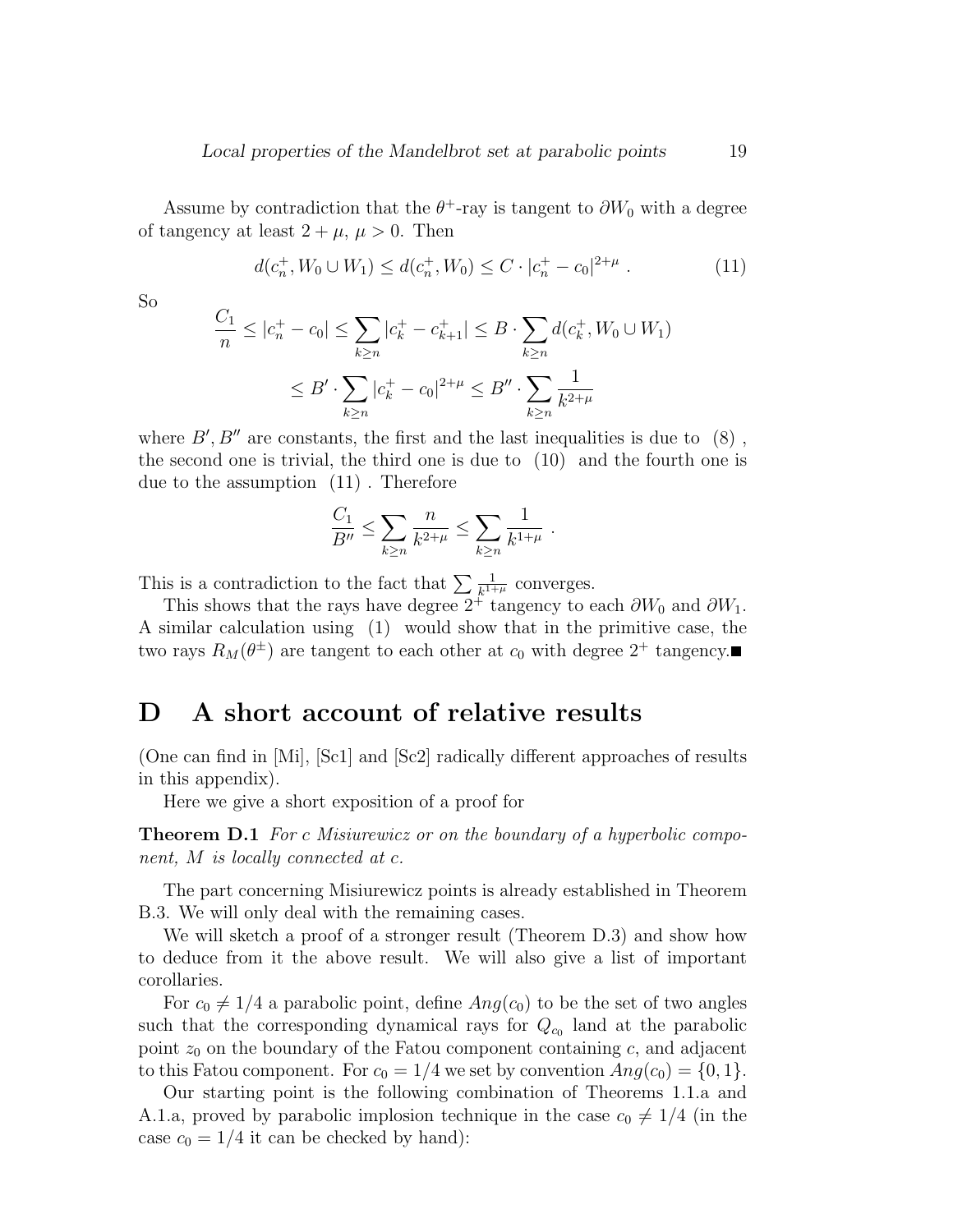Assume by contradiction that the $\theta^+$-ray is tangent to $\partial W_0$ with a degree of tangency at least $2+\mu$, $\mu > 0$. Then

$$d(c_n^+, W_0 \cup W_1) \leq d(c_n^+, W_0) \leq C \cdot |c_n^+ - c_0|^{2+\mu} \ . \tag{11}$$

So

$$\frac{C_1}{n} \leq |c_n^+ - c_0| \leq \sum_{k \geq n} |c_k^+ - c_{k+1}^+| \leq B \cdot \sum_{k \geq n} d(c_k^+, W_0 \cup W_1)$$

$$\leq B' \cdot \sum_{k \geq n} |c_k^+ - c_0|^{2+\mu} \leq B'' \cdot \sum_{k \geq n} \frac{1}{k^{2+\mu}}$$

where $B', B''$ are constants, the first and the last inequalities is due to (8) , the second one is trivial, the third one is due to (10) and the fourth one is due to the assumption (11) . Therefore

$$\frac{C_1}{B''} \leq \sum_{k \geq n} \frac{n}{k^{2+\mu}} \leq \sum_{k \geq n} \frac{1}{k^{1+\mu}} \ .$$

This is a contradiction to the fact that $\sum \frac{1}{k^{1+\mu}}$ converges.

This shows that the rays have degree $2^+$ tangency to each $\partial W_0$ and $\partial W_1$. A similar calculation using (1) would show that in the primitive case, the two rays $R_M(\theta^\pm)$ are tangent to each other at $c_0$ with degree $2^+$ tangency.■

# D A short account of relative results

(One can find in [Mi], [Sc1] and [Sc2] radically different approaches of results in this appendix).

Here we give a short exposition of a proof for

**Theorem D.1** *For c Misiurewicz or on the boundary of a hyperbolic component, M is locally connected at c.*

The part concerning Misiurewicz points is already established in Theorem B.3. We will only deal with the remaining cases.

We will sketch a proof of a stronger result (Theorem D.3) and show how to deduce from it the above result. We will also give a list of important corollaries.

For $c_0 \neq 1/4$ a parabolic point, define $Ang(c_0)$ to be the set of two angles such that the corresponding dynamical rays for $Q_{c_0}$ land at the parabolic point $z_0$ on the boundary of the Fatou component containing $c$, and adjacent to this Fatou component. For $c_0 = 1/4$ we set by convention $Ang(c_0) = \{0, 1\}$.

Our starting point is the following combination of Theorems 1.1.a and A.1.a, proved by parabolic implosion technique in the case $c_0 \neq 1/4$ (in the case $c_0 = 1/4$ it can be checked by hand):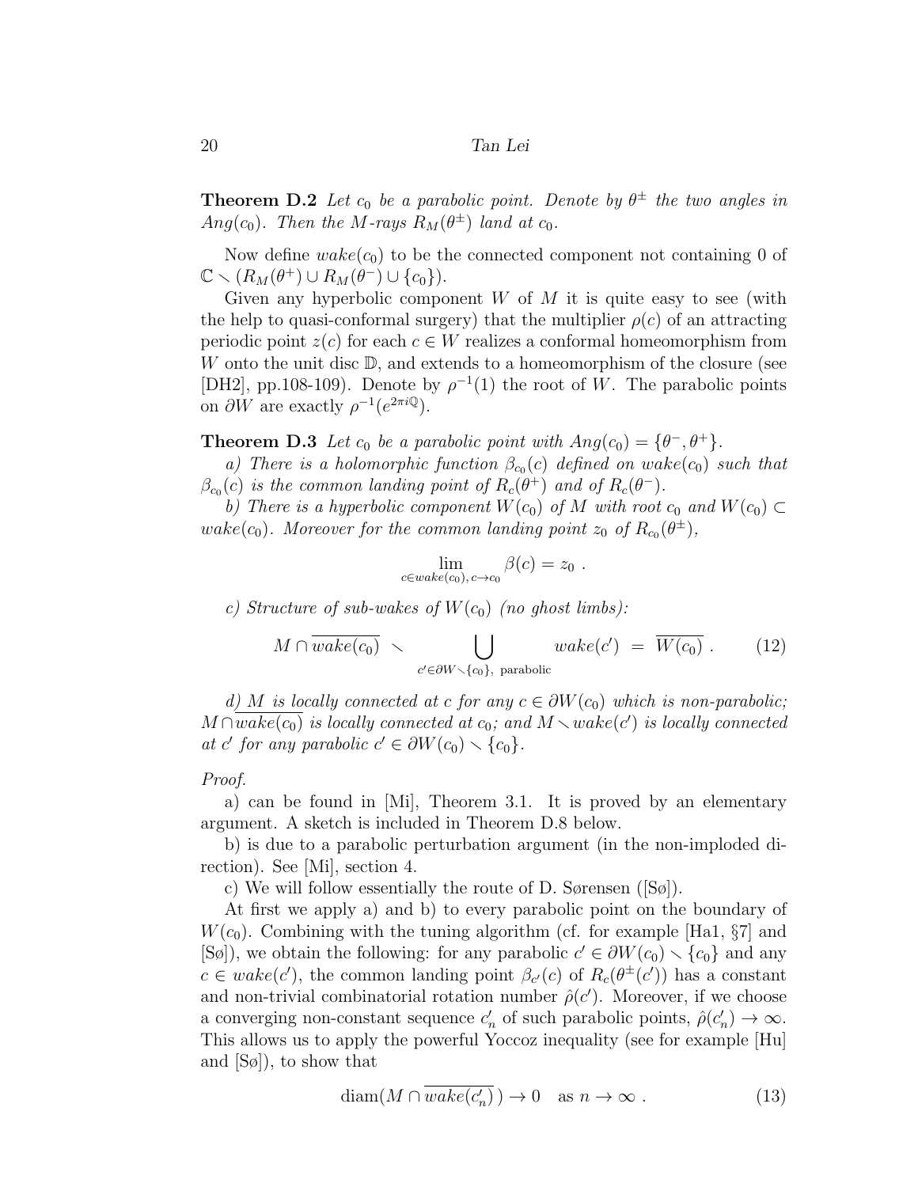**Theorem D.2** *Let $c_0$ be a parabolic point. Denote by $\theta^\pm$ the two angles in $Ang(c_0)$. Then the M-rays $R_M(\theta^\pm)$ land at $c_0$.*

Now define $wake(c_0)$ to be the connected component not containing 0 of $\mathbb{C} \setminus (R_M(\theta^+) \cup R_M(\theta^-) \cup \{c_0\})$.

Given any hyperbolic component $W$ of $M$ it is quite easy to see (with the help to quasi-conformal surgery) that the multiplier $\rho(c)$ of an attracting periodic point $z(c)$ for each $c \in W$ realizes a conformal homeomorphism from $W$ onto the unit disc $\mathbb{D}$, and extends to a homeomorphism of the closure (see [DH2], pp.108-109). Denote by $\rho^{-1}(1)$ the root of $W$. The parabolic points on $\partial W$ are exactly $\rho^{-1}(e^{2\pi i \mathbb{Q}})$.

**Theorem D.3** *Let $c_0$ be a parabolic point with $Ang(c_0) = \{\theta^-, \theta^+\}$.*

*a) There is a holomorphic function $\beta_{c_0}(c)$ defined on $wake(c_0)$ such that $\beta_{c_0}(c)$ is the common landing point of $R_c(\theta^+)$ and of $R_c(\theta^-)$.*

*b) There is a hyperbolic component $W(c_0)$ of $M$ with root $c_0$ and $W(c_0) \subset wake(c_0)$. Moreover for the common landing point $z_0$ of $R_{c_0}(\theta^\pm)$,*

$$\lim_{c \in wake(c_0),\, c \to c_0} \beta(c) = z_0 \ .$$

*c) Structure of sub-wakes of $W(c_0)$ (no ghost limbs):*

$$M \cap \overline{wake(c_0)} \ \setminus \bigcup_{c' \in \partial W \setminus \{c_0\},\ \text{parabolic}} wake(c') \ = \ \overline{W(c_0)} \ . \qquad (12)$$

*d) $M$ is locally connected at $c$ for any $c \in \partial W(c_0)$ which is non-parabolic; $M \cap \overline{wake(c_0)}$ is locally connected at $c_0$; and $M \setminus wake(c')$ is locally connected at $c'$ for any parabolic $c' \in \partial W(c_0) \setminus \{c_0\}$.*

*Proof.*

a) can be found in [Mi], Theorem 3.1. It is proved by an elementary argument. A sketch is included in Theorem D.8 below.

b) is due to a parabolic perturbation argument (in the non-imploded direction). See [Mi], section 4.

c) We will follow essentially the route of D. Sørensen ([Sø]).

At first we apply a) and b) to every parabolic point on the boundary of $W(c_0)$. Combining with the tuning algorithm (cf. for example [Ha1, §7] and [Sø]), we obtain the following: for any parabolic $c' \in \partial W(c_0) \setminus \{c_0\}$ and any $c \in wake(c')$, the common landing point $\beta_{c'}(c)$ of $R_c(\theta^\pm(c'))$ has a constant and non-trivial combinatorial rotation number $\hat{\rho}(c')$. Moreover, if we choose a converging non-constant sequence $c'_n$ of such parabolic points, $\hat{\rho}(c'_n) \to \infty$. This allows us to apply the powerful Yoccoz inequality (see for example [Hu] and [Sø]), to show that

$$\operatorname{diam}(M \cap \overline{wake(c'_n)}\,) \to 0 \quad \text{as } n \to \infty \ . \qquad (13)$$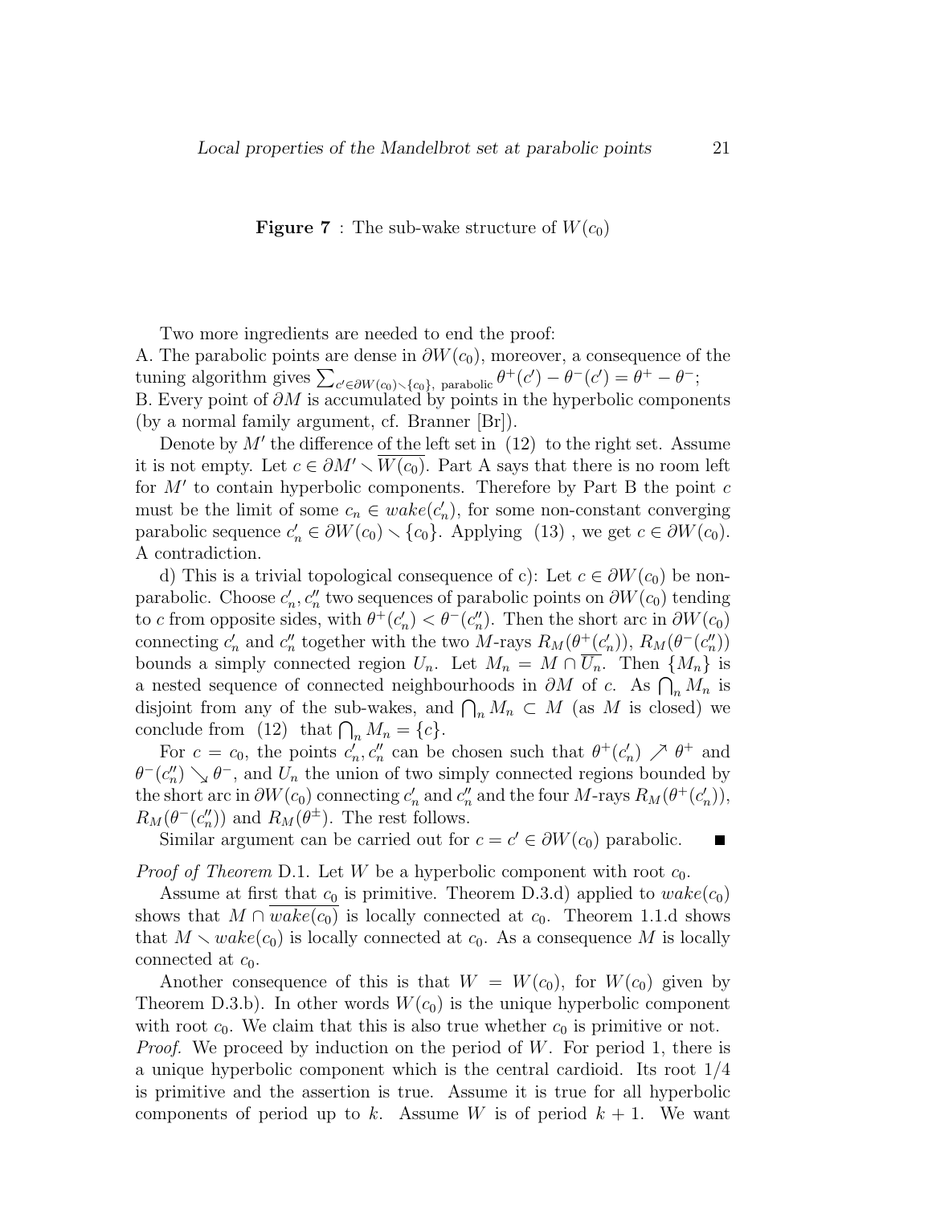**Figure 7** : The sub-wake structure of $W(c_0)$

Two more ingredients are needed to end the proof:
A. The parabolic points are dense in $\partial W(c_0)$, moreover, a consequence of the tuning algorithm gives $\sum_{c' \in \partial W(c_0) \smallsetminus \{c_0\},\ \text{parabolic}} \theta^+(c') - \theta^-(c') = \theta^+ - \theta^-$;
B. Every point of $\partial M$ is accumulated by points in the hyperbolic components (by a normal family argument, cf. Branner [Br]).

Denote by $M'$ the difference of the left set in (12) to the right set. Assume it is not empty. Let $c \in \partial M' \smallsetminus \overline{W(c_0)}$. Part A says that there is no room left for $M'$ to contain hyperbolic components. Therefore by Part B the point $c$ must be the limit of some $c_n \in wake(c'_n)$, for some non-constant converging parabolic sequence $c'_n \in \partial W(c_0) \smallsetminus \{c_0\}$. Applying (13), we get $c \in \partial W(c_0)$. A contradiction.

d) This is a trivial topological consequence of c): Let $c \in \partial W(c_0)$ be non-parabolic. Choose $c'_n, c''_n$ two sequences of parabolic points on $\partial W(c_0)$ tending to $c$ from opposite sides, with $\theta^+(c'_n) < \theta^-(c''_n)$. Then the short arc in $\partial W(c_0)$ connecting $c'_n$ and $c''_n$ together with the two $M$-rays $R_M(\theta^+(c'_n))$, $R_M(\theta^-(c''_n))$ bounds a simply connected region $U_n$. Let $M_n = M \cap \overline{U_n}$. Then $\{M_n\}$ is a nested sequence of connected neighbourhoods in $\partial M$ of $c$. As $\bigcap_n M_n$ is disjoint from any of the sub-wakes, and $\bigcap_n M_n \subset M$ (as $M$ is closed) we conclude from (12) that $\bigcap_n M_n = \{c\}$.

For $c = c_0$, the points $c'_n, c''_n$ can be chosen such that $\theta^+(c'_n) \nearrow \theta^+$ and $\theta^-(c''_n) \searrow \theta^-$, and $U_n$ the union of two simply connected regions bounded by the short arc in $\partial W(c_0)$ connecting $c'_n$ and $c''_n$ and the four $M$-rays $R_M(\theta^+(c'_n))$, $R_M(\theta^-(c''_n))$ and $R_M(\theta^\pm)$. The rest follows.

Similar argument can be carried out for $c = c' \in \partial W(c_0)$ parabolic. ■

*Proof of Theorem* D.1. Let $W$ be a hyperbolic component with root $c_0$.

Assume at first that $c_0$ is primitive. Theorem D.3.d) applied to $wake(c_0)$ shows that $M \cap \overline{wake(c_0)}$ is locally connected at $c_0$. Theorem 1.1.d shows that $M \smallsetminus wake(c_0)$ is locally connected at $c_0$. As a consequence $M$ is locally connected at $c_0$.

Another consequence of this is that $W = W(c_0)$, for $W(c_0)$ given by Theorem D.3.b). In other words $W(c_0)$ is the unique hyperbolic component with root $c_0$. We claim that this is also true whether $c_0$ is primitive or not.
*Proof.* We proceed by induction on the period of $W$. For period 1, there is a unique hyperbolic component which is the central cardioid. Its root $1/4$ is primitive and the assertion is true. Assume it is true for all hyperbolic components of period up to $k$. Assume $W$ is of period $k+1$. We want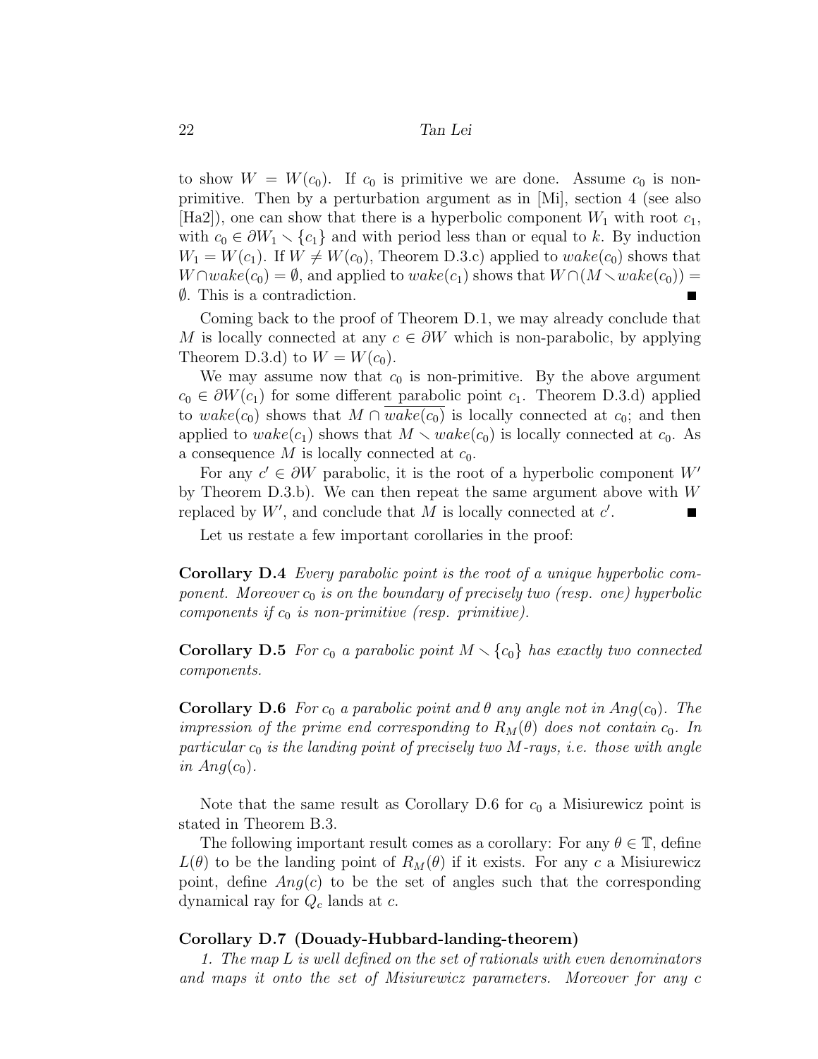to show $W = W(c_0)$. If $c_0$ is primitive we are done. Assume $c_0$ is non-primitive. Then by a perturbation argument as in [Mi], section 4 (see also [Ha2]), one can show that there is a hyperbolic component $W_1$ with root $c_1$, with $c_0 \in \partial W_1 \setminus \{c_1\}$ and with period less than or equal to $k$. By induction $W_1 = W(c_1)$. If $W \neq W(c_0)$, Theorem D.3.c) applied to $wake(c_0)$ shows that $W \cap wake(c_0) = \emptyset$, and applied to $wake(c_1)$ shows that $W \cap (M \setminus wake(c_0)) = \emptyset$. This is a contradiction. ∎

Coming back to the proof of Theorem D.1, we may already conclude that $M$ is locally connected at any $c \in \partial W$ which is non-parabolic, by applying Theorem D.3.d) to $W = W(c_0)$.

We may assume now that $c_0$ is non-primitive. By the above argument $c_0 \in \partial W(c_1)$ for some different parabolic point $c_1$. Theorem D.3.d) applied to $wake(c_0)$ shows that $M \cap \overline{wake(c_0)}$ is locally connected at $c_0$; and then applied to $wake(c_1)$ shows that $M \setminus wake(c_0)$ is locally connected at $c_0$. As a consequence $M$ is locally connected at $c_0$.

For any $c' \in \partial W$ parabolic, it is the root of a hyperbolic component $W'$ by Theorem D.3.b). We can then repeat the same argument above with $W$ replaced by $W'$, and conclude that $M$ is locally connected at $c'$. ∎

Let us restate a few important corollaries in the proof:

**Corollary D.4** *Every parabolic point is the root of a unique hyperbolic component. Moreover $c_0$ is on the boundary of precisely two (resp. one) hyperbolic components if $c_0$ is non-primitive (resp. primitive).*

**Corollary D.5** *For $c_0$ a parabolic point $M \setminus \{c_0\}$ has exactly two connected components.*

**Corollary D.6** *For $c_0$ a parabolic point and $\theta$ any angle not in $Ang(c_0)$. The impression of the prime end corresponding to $R_M(\theta)$ does not contain $c_0$. In particular $c_0$ is the landing point of precisely two $M$-rays, i.e. those with angle in $Ang(c_0)$.*

Note that the same result as Corollary D.6 for $c_0$ a Misiurewicz point is stated in Theorem B.3.

The following important result comes as a corollary: For any $\theta \in \mathbb{T}$, define $L(\theta)$ to be the landing point of $R_M(\theta)$ if it exists. For any $c$ a Misiurewicz point, define $Ang(c)$ to be the set of angles such that the corresponding dynamical ray for $Q_c$ lands at $c$.

**Corollary D.7 (Douady-Hubbard-landing-theorem)**

*1. The map $L$ is well defined on the set of rationals with even denominators and maps it onto the set of Misiurewicz parameters. Moreover for any $c$*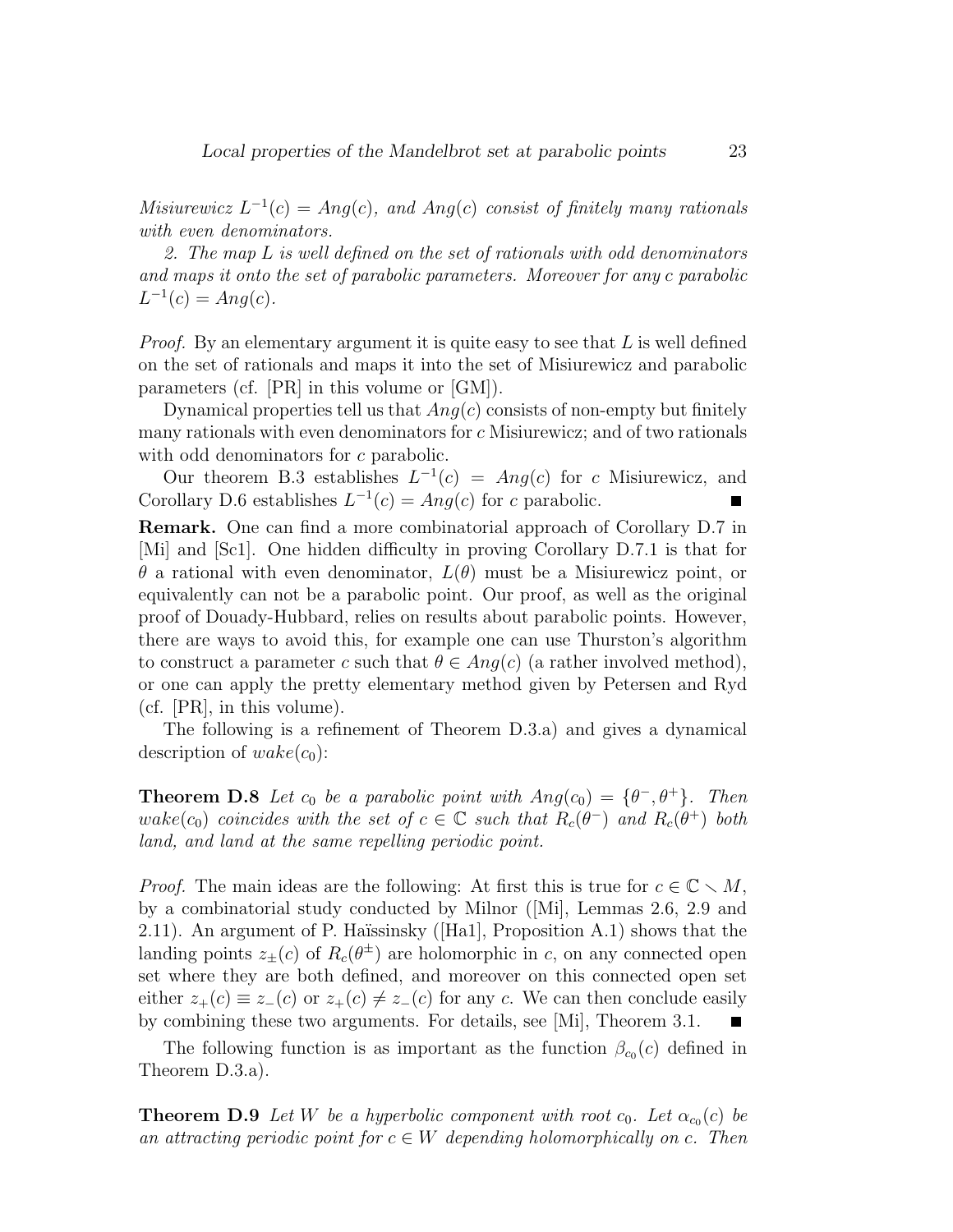*Misiurewicz $L^{-1}(c) = Ang(c)$, and $Ang(c)$ consist of finitely many rationals with even denominators.*

*2. The map $L$ is well defined on the set of rationals with odd denominators and maps it onto the set of parabolic parameters. Moreover for any $c$ parabolic $L^{-1}(c) = Ang(c)$.*

*Proof.* By an elementary argument it is quite easy to see that $L$ is well defined on the set of rationals and maps it into the set of Misiurewicz and parabolic parameters (cf. [PR] in this volume or [GM]).

Dynamical properties tell us that $Ang(c)$ consists of non-empty but finitely many rationals with even denominators for $c$ Misiurewicz; and of two rationals with odd denominators for $c$ parabolic.

Our theorem B.3 establishes $L^{-1}(c) = Ang(c)$ for $c$ Misiurewicz, and Corollary D.6 establishes $L^{-1}(c) = Ang(c)$ for $c$ parabolic. ∎

**Remark.** One can find a more combinatorial approach of Corollary D.7 in [Mi] and [Sc1]. One hidden difficulty in proving Corollary D.7.1 is that for $\theta$ a rational with even denominator, $L(\theta)$ must be a Misiurewicz point, or equivalently can not be a parabolic point. Our proof, as well as the original proof of Douady-Hubbard, relies on results about parabolic points. However, there are ways to avoid this, for example one can use Thurston's algorithm to construct a parameter $c$ such that $\theta \in Ang(c)$ (a rather involved method), or one can apply the pretty elementary method given by Petersen and Ryd (cf. [PR], in this volume).

The following is a refinement of Theorem D.3.a) and gives a dynamical description of $wake(c_0)$:

**Theorem D.8** *Let $c_0$ be a parabolic point with $Ang(c_0) = \{\theta^-, \theta^+\}$. Then $wake(c_0)$ coincides with the set of $c \in \mathbb{C}$ such that $R_c(\theta^-)$ and $R_c(\theta^+)$ both land, and land at the same repelling periodic point.*

*Proof.* The main ideas are the following: At first this is true for $c \in \mathbb{C} \smallsetminus M$, by a combinatorial study conducted by Milnor ([Mi], Lemmas 2.6, 2.9 and 2.11). An argument of P. Haïssinsky ([Ha1], Proposition A.1) shows that the landing points $z_\pm(c)$ of $R_c(\theta^\pm)$ are holomorphic in $c$, on any connected open set where they are both defined, and moreover on this connected open set either $z_+(c) \equiv z_-(c)$ or $z_+(c) \neq z_-(c)$ for any $c$. We can then conclude easily by combining these two arguments. For details, see [Mi], Theorem 3.1. ∎

The following function is as important as the function $\beta_{c_0}(c)$ defined in Theorem D.3.a).

**Theorem D.9** *Let $W$ be a hyperbolic component with root $c_0$. Let $\alpha_{c_0}(c)$ be an attracting periodic point for $c \in W$ depending holomorphically on $c$. Then*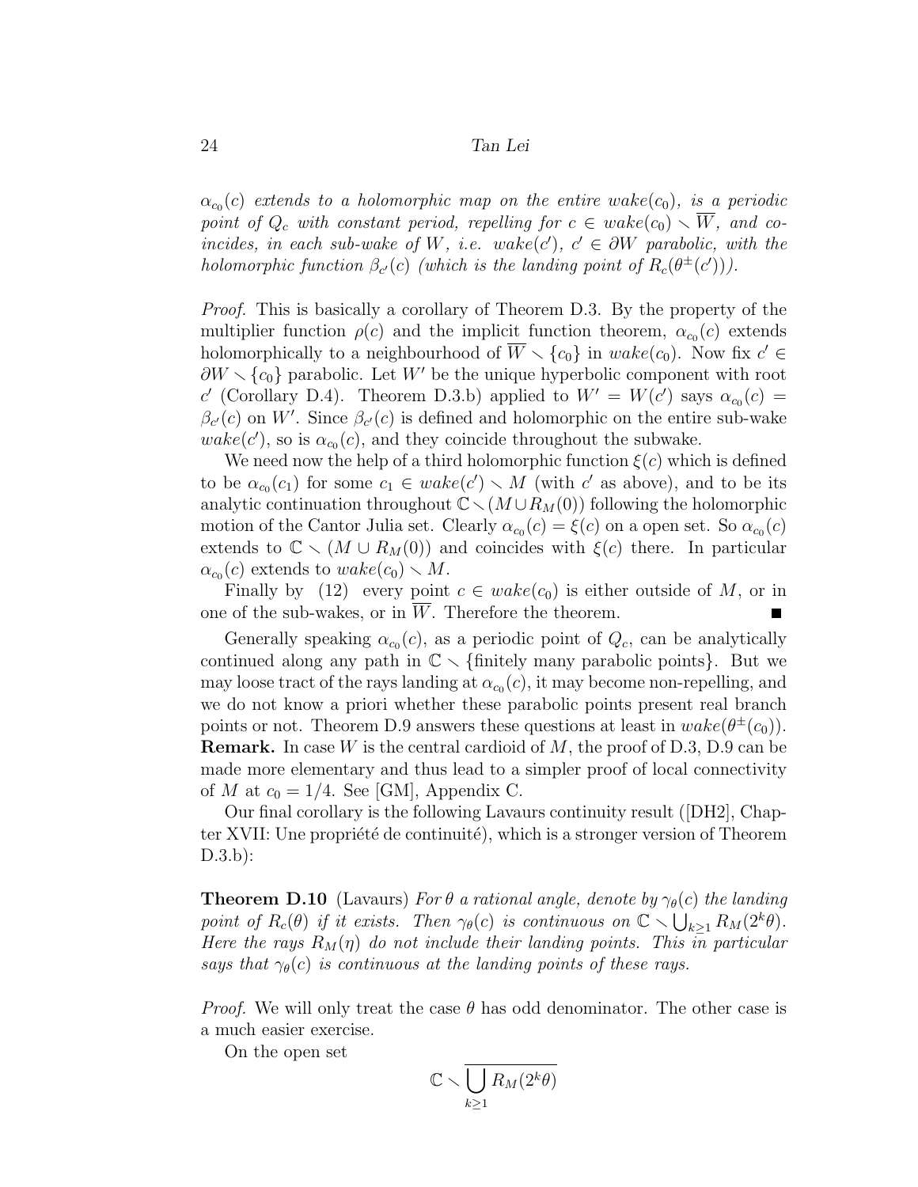*$\alpha_{c_0}(c)$ extends to a holomorphic map on the entire $wake(c_0)$, is a periodic point of $Q_c$ with constant period, repelling for $c \in wake(c_0) \smallsetminus \overline{W}$, and coincides, in each sub-wake of $W$, i.e. $wake(c')$, $c' \in \partial W$ parabolic, with the holomorphic function $\beta_{c'}(c)$ (which is the landing point of $R_c(\theta^{\pm}(c'))$).*

*Proof.* This is basically a corollary of Theorem D.3. By the property of the multiplier function $\rho(c)$ and the implicit function theorem, $\alpha_{c_0}(c)$ extends holomorphically to a neighbourhood of $\overline{W} \smallsetminus \{c_0\}$ in $wake(c_0)$. Now fix $c' \in \partial W \smallsetminus \{c_0\}$ parabolic. Let $W'$ be the unique hyperbolic component with root $c'$ (Corollary D.4). Theorem D.3.b) applied to $W' = W(c')$ says $\alpha_{c_0}(c) = \beta_{c'}(c)$ on $W'$. Since $\beta_{c'}(c)$ is defined and holomorphic on the entire sub-wake $wake(c')$, so is $\alpha_{c_0}(c)$, and they coincide throughout the subwake.

We need now the help of a third holomorphic function $\xi(c)$ which is defined to be $\alpha_{c_0}(c_1)$ for some $c_1 \in wake(c') \smallsetminus M$ (with $c'$ as above), and to be its analytic continuation throughout $\mathbb{C} \smallsetminus (M \cup R_M(0))$ following the holomorphic motion of the Cantor Julia set. Clearly $\alpha_{c_0}(c) = \xi(c)$ on a open set. So $\alpha_{c_0}(c)$ extends to $\mathbb{C} \smallsetminus (M \cup R_M(0))$ and coincides with $\xi(c)$ there. In particular $\alpha_{c_0}(c)$ extends to $wake(c_0) \smallsetminus M$.

Finally by (12) every point $c \in wake(c_0)$ is either outside of $M$, or in one of the sub-wakes, or in $\overline{W}$. Therefore the theorem. ∎

Generally speaking $\alpha_{c_0}(c)$, as a periodic point of $Q_c$, can be analytically continued along any path in $\mathbb{C} \smallsetminus \{\text{finitely many parabolic points}\}$. But we may loose tract of the rays landing at $\alpha_{c_0}(c)$, it may become non-repelling, and we do not know a priori whether these parabolic points present real branch points or not. Theorem D.9 answers these questions at least in $wake(\theta^{\pm}(c_0))$.

**Remark.** In case $W$ is the central cardioid of $M$, the proof of D.3, D.9 can be made more elementary and thus lead to a simpler proof of local connectivity of $M$ at $c_0 = 1/4$. See [GM], Appendix C.

Our final corollary is the following Lavaurs continuity result ([DH2], Chapter XVII: Une propriété de continuité), which is a stronger version of Theorem D.3.b):

**Theorem D.10** (Lavaurs) *For $\theta$ a rational angle, denote by $\gamma_\theta(c)$ the landing point of $R_c(\theta)$ if it exists. Then $\gamma_\theta(c)$ is continuous on $\mathbb{C} \smallsetminus \bigcup_{k\geq 1} R_M(2^k\theta)$. Here the rays $R_M(\eta)$ do not include their landing points. This in particular says that $\gamma_\theta(c)$ is continuous at the landing points of these rays.*

*Proof.* We will only treat the case $\theta$ has odd denominator. The other case is a much easier exercise.

On the open set

$$\mathbb{C} \smallsetminus \overline{\bigcup_{k\geq 1} R_M(2^k\theta)}$$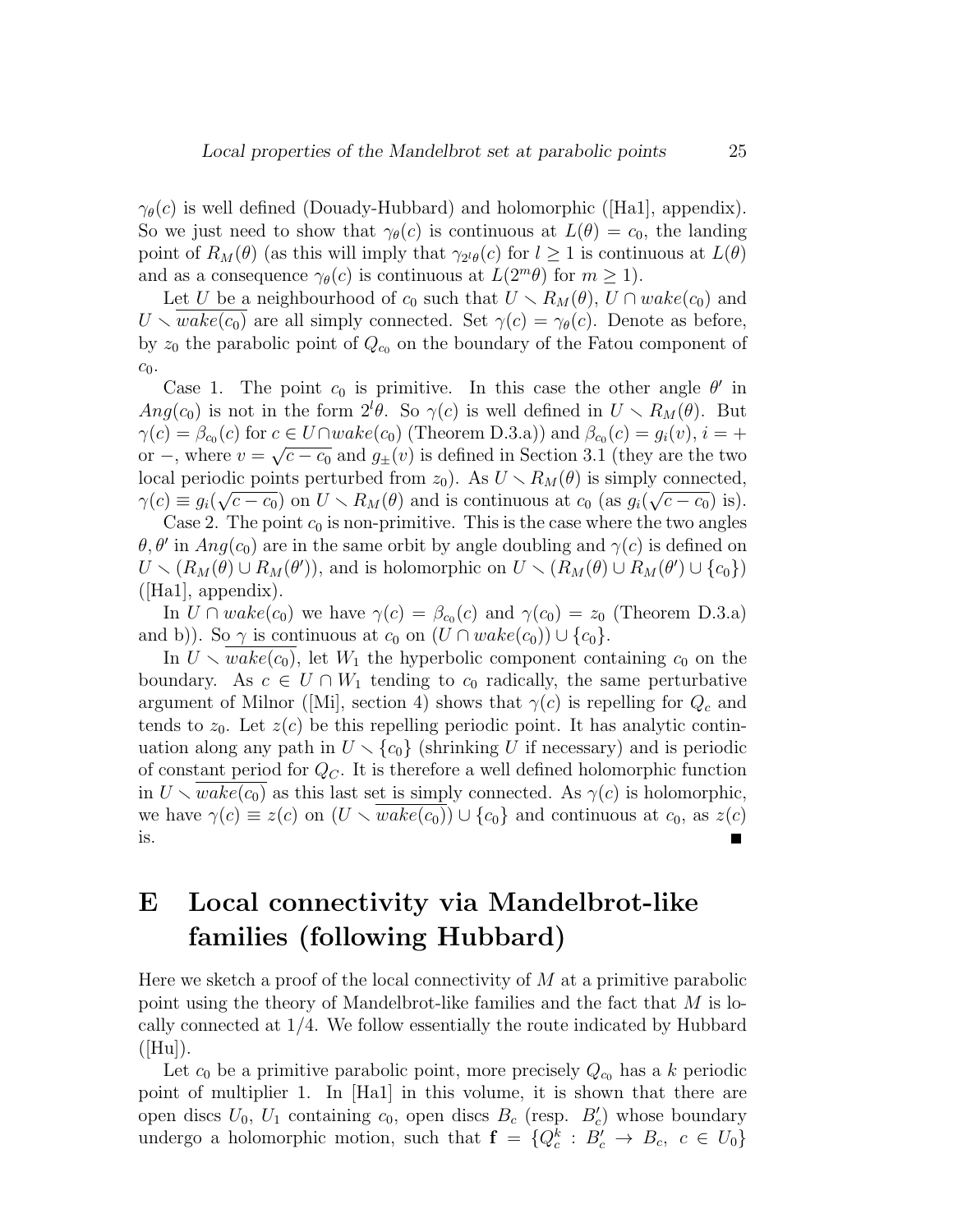$\gamma_\theta(c)$ is well defined (Douady-Hubbard) and holomorphic ([Ha1], appendix). So we just need to show that $\gamma_\theta(c)$ is continuous at $L(\theta) = c_0$, the landing point of $R_M(\theta)$ (as this will imply that $\gamma_{2^l\theta}(c)$ for $l \geq 1$ is continuous at $L(\theta)$ and as a consequence $\gamma_\theta(c)$ is continuous at $L(2^m\theta)$ for $m \geq 1$).

Let $U$ be a neighbourhood of $c_0$ such that $U \setminus R_M(\theta)$, $U \cap wake(c_0)$ and $U \setminus \overline{wake(c_0)}$ are all simply connected. Set $\gamma(c) = \gamma_\theta(c)$. Denote as before, by $z_0$ the parabolic point of $Q_{c_0}$ on the boundary of the Fatou component of $c_0$.

Case 1. The point $c_0$ is primitive. In this case the other angle $\theta'$ in $Ang(c_0)$ is not in the form $2^l\theta$. So $\gamma(c)$ is well defined in $U \setminus R_M(\theta)$. But $\gamma(c) = \beta_{c_0}(c)$ for $c \in U \cap wake(c_0)$ (Theorem D.3.a)) and $\beta_{c_0}(c) = g_i(v)$, $i = +$ or $-$, where $v = \sqrt{c - c_0}$ and $g_\pm(v)$ is defined in Section 3.1 (they are the two local periodic points perturbed from $z_0$). As $U \setminus R_M(\theta)$ is simply connected, $\gamma(c) \equiv g_i(\sqrt{c - c_0})$ on $U \setminus R_M(\theta)$ and is continuous at $c_0$ (as $g_i(\sqrt{c - c_0})$ is).

Case 2. The point $c_0$ is non-primitive. This is the case where the two angles $\theta, \theta'$ in $Ang(c_0)$ are in the same orbit by angle doubling and $\gamma(c)$ is defined on $U \setminus (R_M(\theta) \cup R_M(\theta'))$, and is holomorphic on $U \setminus (R_M(\theta) \cup R_M(\theta') \cup \{c_0\})$ ([Ha1], appendix).

In $U \cap wake(c_0)$ we have $\gamma(c) = \beta_{c_0}(c)$ and $\gamma(c_0) = z_0$ (Theorem D.3.a) and b)). So $\gamma$ is continuous at $c_0$ on $(U \cap wake(c_0)) \cup \{c_0\}$.

In $U \setminus \overline{wake(c_0)}$, let $W_1$ the hyperbolic component containing $c_0$ on the boundary. As $c \in U \cap W_1$ tending to $c_0$ radically, the same perturbative argument of Milnor ([Mi], section 4) shows that $\gamma(c)$ is repelling for $Q_c$ and tends to $z_0$. Let $z(c)$ be this repelling periodic point. It has analytic continuation along any path in $U \setminus \{c_0\}$ (shrinking $U$ if necessary) and is periodic of constant period for $Q_C$. It is therefore a well defined holomorphic function in $U \setminus \overline{wake(c_0)}$ as this last set is simply connected. As $\gamma(c)$ is holomorphic, we have $\gamma(c) \equiv z(c)$ on $(U \setminus \overline{wake(c_0)}) \cup \{c_0\}$ and continuous at $c_0$, as $z(c)$ is. ∎

# E Local connectivity via Mandelbrot-like families (following Hubbard)

Here we sketch a proof of the local connectivity of $M$ at a primitive parabolic point using the theory of Mandelbrot-like families and the fact that $M$ is locally connected at $1/4$. We follow essentially the route indicated by Hubbard ([Hu]).

Let $c_0$ be a primitive parabolic point, more precisely $Q_{c_0}$ has a $k$ periodic point of multiplier 1. In [Ha1] in this volume, it is shown that there are open discs $U_0$, $U_1$ containing $c_0$, open discs $B_c$ (resp. $B'_c$) whose boundary undergo a holomorphic motion, such that $\mathbf{f} = \{Q_c^k : B'_c \to B_c,\ c \in U_0\}$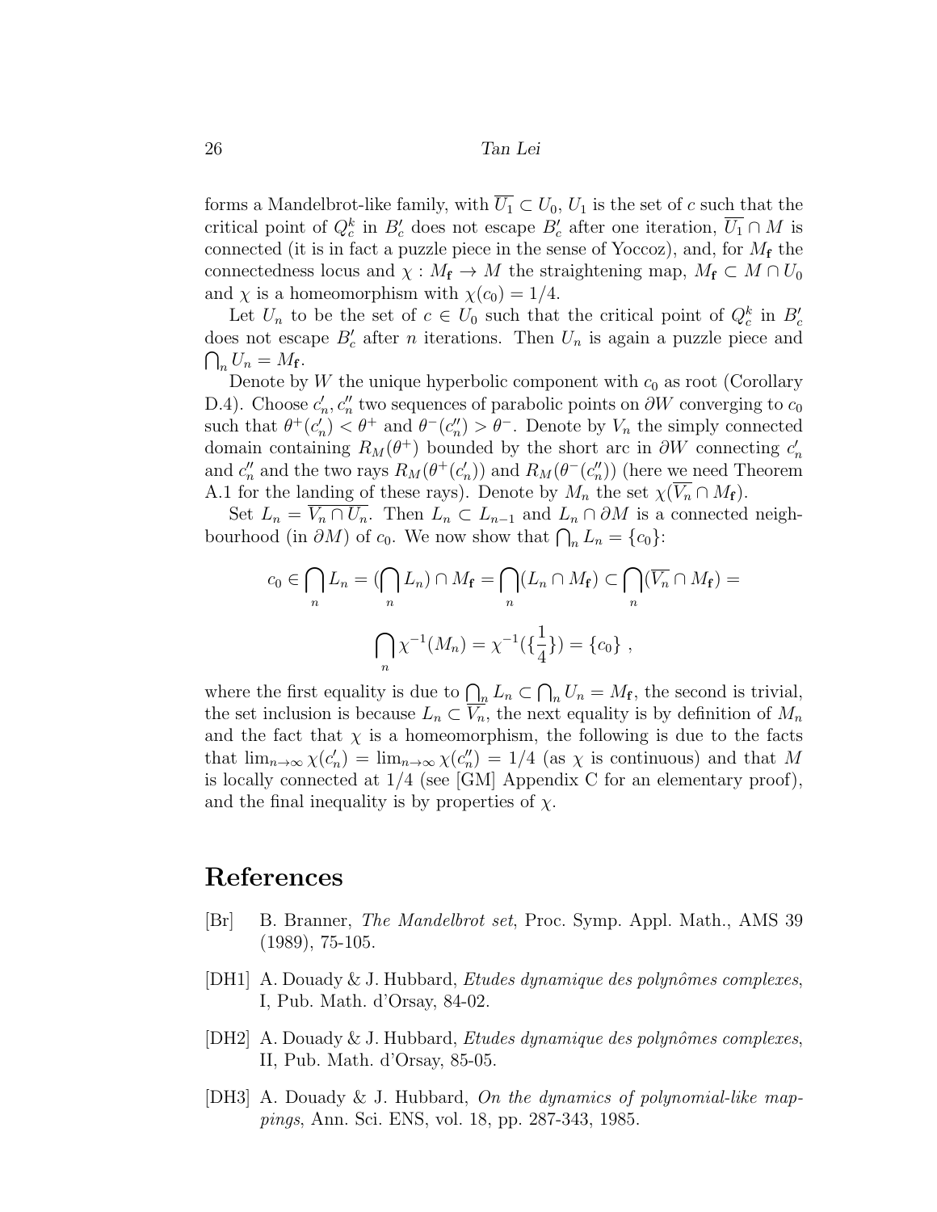forms a Mandelbrot-like family, with $\overline{U_1} \subset U_0$, $U_1$ is the set of $c$ such that the critical point of $Q_c^k$ in $B'_c$ does not escape $B'_c$ after one iteration, $\overline{U_1} \cap M$ is connected (it is in fact a puzzle piece in the sense of Yoccoz), and, for $M_{\mathbf{f}}$ the connectedness locus and $\chi : M_{\mathbf{f}} \to M$ the straightening map, $M_{\mathbf{f}} \subset M \cap U_0$ and $\chi$ is a homeomorphism with $\chi(c_0) = 1/4$.

Let $U_n$ to be the set of $c \in U_0$ such that the critical point of $Q_c^k$ in $B'_c$ does not escape $B'_c$ after $n$ iterations. Then $U_n$ is again a puzzle piece and $\bigcap_n U_n = M_{\mathbf{f}}$.

Denote by $W$ the unique hyperbolic component with $c_0$ as root (Corollary D.4). Choose $c'_n, c''_n$ two sequences of parabolic points on $\partial W$ converging to $c_0$ such that $\theta^+(c'_n) < \theta^+$ and $\theta^-(c''_n) > \theta^-$. Denote by $V_n$ the simply connected domain containing $R_M(\theta^+)$ bounded by the short arc in $\partial W$ connecting $c'_n$ and $c''_n$ and the two rays $R_M(\theta^+(c'_n))$ and $R_M(\theta^-(c''_n))$ (here we need Theorem A.1 for the landing of these rays). Denote by $M_n$ the set $\chi(\overline{V_n} \cap M_{\mathbf{f}})$.

Set $L_n = \overline{V_n \cap U_n}$. Then $L_n \subset L_{n-1}$ and $L_n \cap \partial M$ is a connected neighbourhood (in $\partial M$) of $c_0$. We now show that $\bigcap_n L_n = \{c_0\}$:

$$c_0 \in \bigcap_n L_n = (\bigcap_n L_n) \cap M_{\mathbf{f}} = \bigcap_n (L_n \cap M_{\mathbf{f}}) \subset \bigcap_n (\overline{V_n} \cap M_{\mathbf{f}}) =$$

$$\bigcap_n \chi^{-1}(M_n) = \chi^{-1}(\{\frac{1}{4}\}) = \{c_0\} \ ,$$

where the first equality is due to $\bigcap_n L_n \subset \bigcap_n U_n = M_{\mathbf{f}}$, the second is trivial, the set inclusion is because $L_n \subset \overline{V_n}$, the next equality is by definition of $M_n$ and the fact that $\chi$ is a homeomorphism, the following is due to the facts that $\lim_{n\to\infty} \chi(c'_n) = \lim_{n\to\infty} \chi(c''_n) = 1/4$ (as $\chi$ is continuous) and that $M$ is locally connected at $1/4$ (see [GM] Appendix C for an elementary proof), and the final inequality is by properties of $\chi$.

# References

[Br] B. Branner, *The Mandelbrot set*, Proc. Symp. Appl. Math., AMS 39 (1989), 75-105.

[DH1] A. Douady & J. Hubbard, *Etudes dynamique des polynômes complexes*, I, Pub. Math. d'Orsay, 84-02.

[DH2] A. Douady & J. Hubbard, *Etudes dynamique des polynômes complexes*, II, Pub. Math. d'Orsay, 85-05.

[DH3] A. Douady & J. Hubbard, *On the dynamics of polynomial-like mappings*, Ann. Sci. ENS, vol. 18, pp. 287-343, 1985.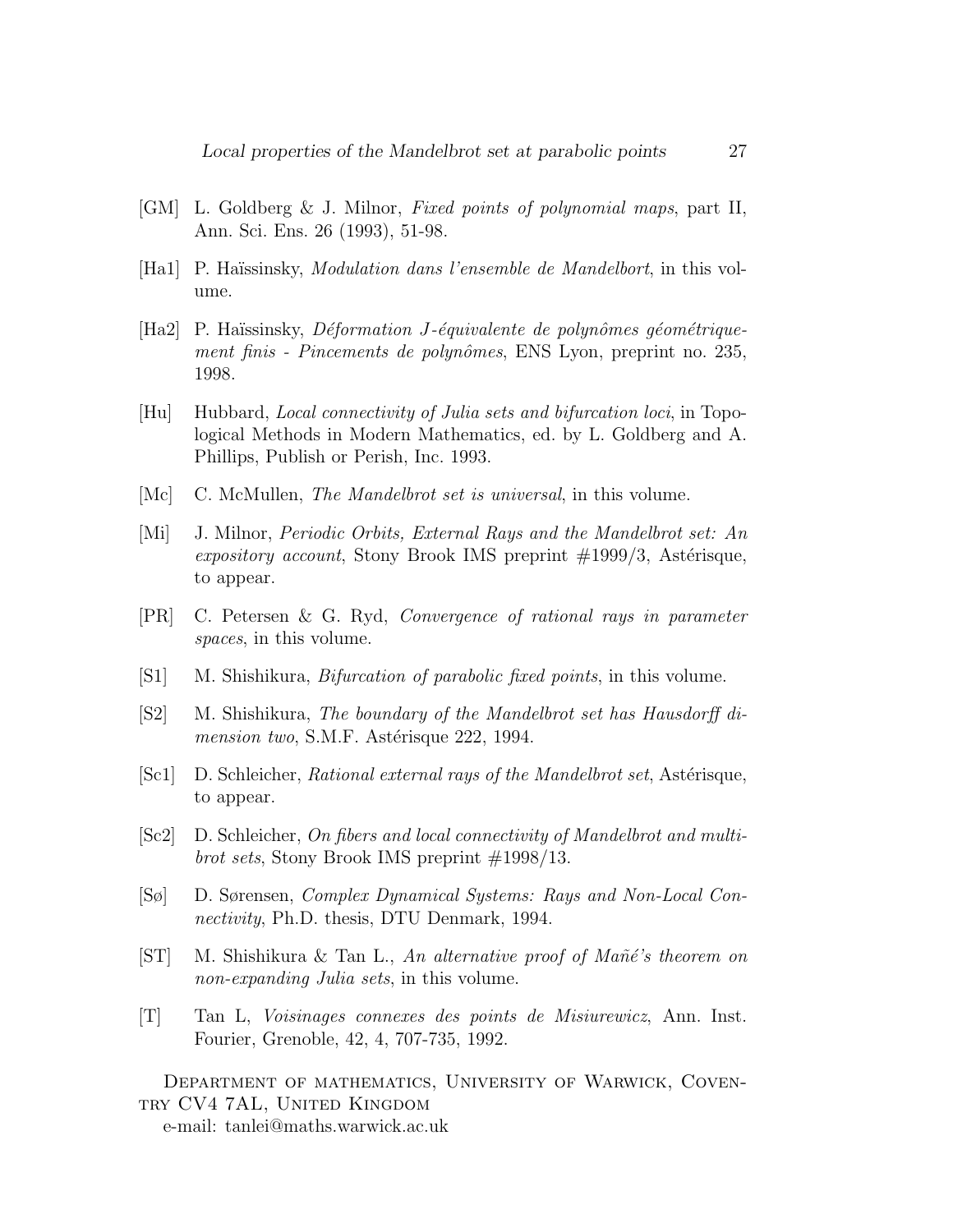[GM] L. Goldberg & J. Milnor, *Fixed points of polynomial maps*, part II, Ann. Sci. Ens. 26 (1993), 51-98.

[Ha1] P. Haïssinsky, *Modulation dans l'ensemble de Mandelbort*, in this volume.

[Ha2] P. Haïssinsky, *Déformation J-équivalente de polynômes géométriquement finis - Pincements de polynômes*, ENS Lyon, preprint no. 235, 1998.

[Hu] Hubbard, *Local connectivity of Julia sets and bifurcation loci*, in Topological Methods in Modern Mathematics, ed. by L. Goldberg and A. Phillips, Publish or Perish, Inc. 1993.

[Mc] C. McMullen, *The Mandelbrot set is universal*, in this volume.

[Mi] J. Milnor, *Periodic Orbits, External Rays and the Mandelbrot set: An expository account*, Stony Brook IMS preprint #1999/3, Astérisque, to appear.

[PR] C. Petersen & G. Ryd, *Convergence of rational rays in parameter spaces*, in this volume.

[S1] M. Shishikura, *Bifurcation of parabolic fixed points*, in this volume.

[S2] M. Shishikura, *The boundary of the Mandelbrot set has Hausdorff dimension two*, S.M.F. Astérisque 222, 1994.

[Sc1] D. Schleicher, *Rational external rays of the Mandelbrot set*, Astérisque, to appear.

[Sc2] D. Schleicher, *On fibers and local connectivity of Mandelbrot and multibrot sets*, Stony Brook IMS preprint #1998/13.

[Sø] D. Sørensen, *Complex Dynamical Systems: Rays and Non-Local Connectivity*, Ph.D. thesis, DTU Denmark, 1994.

[ST] M. Shishikura & Tan L., *An alternative proof of Mañé's theorem on non-expanding Julia sets*, in this volume.

[T] Tan L, *Voisinages connexes des points de Misiurewicz*, Ann. Inst. Fourier, Grenoble, 42, 4, 707-735, 1992.

Department of mathematics, University of Warwick, Coventry CV4 7AL, United Kingdom
e-mail: tanlei@maths.warwick.ac.uk